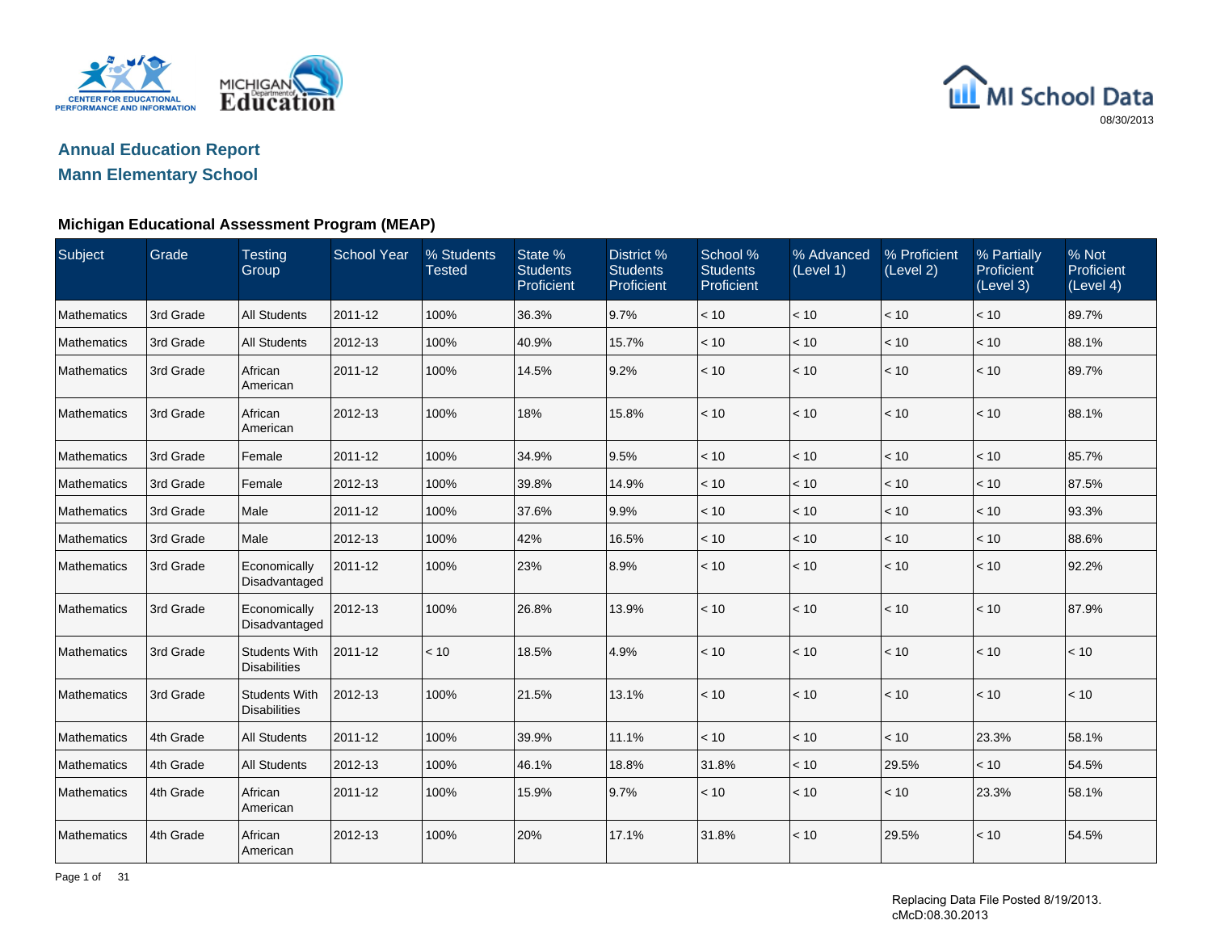MI School Data

08/30/2013

## Annual Education Report
## Mann Elementary School

### Michigan Educational Assessment Program (MEAP)

| Subject | Grade | Testing Group | School Year | % Students Tested | State % Students Proficient | District % Students Proficient | School % Students Proficient | % Advanced (Level 1) | % Proficient (Level 2) | % Partially Proficient (Level 3) | % Not Proficient (Level 4) |
|---|---|---|---|---|---|---|---|---|---|---|---|
| Mathematics | 3rd Grade | All Students | 2011-12 | 100% | 36.3% | 9.7% | < 10 | < 10 | < 10 | < 10 | 89.7% |
| Mathematics | 3rd Grade | All Students | 2012-13 | 100% | 40.9% | 15.7% | < 10 | < 10 | < 10 | < 10 | 88.1% |
| Mathematics | 3rd Grade | African American | 2011-12 | 100% | 14.5% | 9.2% | < 10 | < 10 | < 10 | < 10 | 89.7% |
| Mathematics | 3rd Grade | African American | 2012-13 | 100% | 18% | 15.8% | < 10 | < 10 | < 10 | < 10 | 88.1% |
| Mathematics | 3rd Grade | Female | 2011-12 | 100% | 34.9% | 9.5% | < 10 | < 10 | < 10 | < 10 | 85.7% |
| Mathematics | 3rd Grade | Female | 2012-13 | 100% | 39.8% | 14.9% | < 10 | < 10 | < 10 | < 10 | 87.5% |
| Mathematics | 3rd Grade | Male | 2011-12 | 100% | 37.6% | 9.9% | < 10 | < 10 | < 10 | < 10 | 93.3% |
| Mathematics | 3rd Grade | Male | 2012-13 | 100% | 42% | 16.5% | < 10 | < 10 | < 10 | < 10 | 88.6% |
| Mathematics | 3rd Grade | Economically Disadvantaged | 2011-12 | 100% | 23% | 8.9% | < 10 | < 10 | < 10 | < 10 | 92.2% |
| Mathematics | 3rd Grade | Economically Disadvantaged | 2012-13 | 100% | 26.8% | 13.9% | < 10 | < 10 | < 10 | < 10 | 87.9% |
| Mathematics | 3rd Grade | Students With Disabilities | 2011-12 | < 10 | 18.5% | 4.9% | < 10 | < 10 | < 10 | < 10 | < 10 |
| Mathematics | 3rd Grade | Students With Disabilities | 2012-13 | 100% | 21.5% | 13.1% | < 10 | < 10 | < 10 | < 10 | < 10 |
| Mathematics | 4th Grade | All Students | 2011-12 | 100% | 39.9% | 11.1% | < 10 | < 10 | < 10 | 23.3% | 58.1% |
| Mathematics | 4th Grade | All Students | 2012-13 | 100% | 46.1% | 18.8% | 31.8% | < 10 | 29.5% | < 10 | 54.5% |
| Mathematics | 4th Grade | African American | 2011-12 | 100% | 15.9% | 9.7% | < 10 | < 10 | < 10 | 23.3% | 58.1% |
| Mathematics | 4th Grade | African American | 2012-13 | 100% | 20% | 17.1% | 31.8% | < 10 | 29.5% | < 10 | 54.5% |

Replacing Data File Posted 8/19/2013.
cMcD:08.30.2013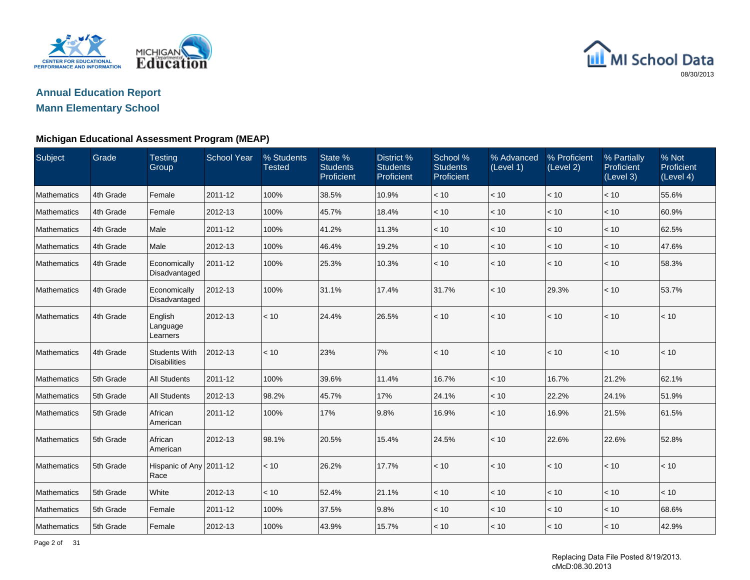## Annual Education Report

## Mann Elementary School

### Michigan Educational Assessment Program (MEAP)

| Subject | Grade | Testing Group | School Year | % Students Tested | State % Students Proficient | District % Students Proficient | School % Students Proficient | % Advanced (Level 1) | % Proficient (Level 2) | % Partially Proficient (Level 3) | % Not Proficient (Level 4) |
|---|---|---|---|---|---|---|---|---|---|---|---|
| Mathematics | 4th Grade | Female | 2011-12 | 100% | 38.5% | 10.9% | < 10 | < 10 | < 10 | < 10 | 55.6% |
| Mathematics | 4th Grade | Female | 2012-13 | 100% | 45.7% | 18.4% | < 10 | < 10 | < 10 | < 10 | 60.9% |
| Mathematics | 4th Grade | Male | 2011-12 | 100% | 41.2% | 11.3% | < 10 | < 10 | < 10 | < 10 | 62.5% |
| Mathematics | 4th Grade | Male | 2012-13 | 100% | 46.4% | 19.2% | < 10 | < 10 | < 10 | < 10 | 47.6% |
| Mathematics | 4th Grade | Economically Disadvantaged | 2011-12 | 100% | 25.3% | 10.3% | < 10 | < 10 | < 10 | < 10 | 58.3% |
| Mathematics | 4th Grade | Economically Disadvantaged | 2012-13 | 100% | 31.1% | 17.4% | 31.7% | < 10 | 29.3% | < 10 | 53.7% |
| Mathematics | 4th Grade | English Language Learners | 2012-13 | < 10 | 24.4% | 26.5% | < 10 | < 10 | < 10 | < 10 | < 10 |
| Mathematics | 4th Grade | Students With Disabilities | 2012-13 | < 10 | 23% | 7% | < 10 | < 10 | < 10 | < 10 | < 10 |
| Mathematics | 5th Grade | All Students | 2011-12 | 100% | 39.6% | 11.4% | 16.7% | < 10 | 16.7% | 21.2% | 62.1% |
| Mathematics | 5th Grade | All Students | 2012-13 | 98.2% | 45.7% | 17% | 24.1% | < 10 | 22.2% | 24.1% | 51.9% |
| Mathematics | 5th Grade | African American | 2011-12 | 100% | 17% | 9.8% | 16.9% | < 10 | 16.9% | 21.5% | 61.5% |
| Mathematics | 5th Grade | African American | 2012-13 | 98.1% | 20.5% | 15.4% | 24.5% | < 10 | 22.6% | 22.6% | 52.8% |
| Mathematics | 5th Grade | Hispanic of Any Race | 2011-12 | < 10 | 26.2% | 17.7% | < 10 | < 10 | < 10 | < 10 | < 10 |
| Mathematics | 5th Grade | White | 2012-13 | < 10 | 52.4% | 21.1% | < 10 | < 10 | < 10 | < 10 | < 10 |
| Mathematics | 5th Grade | Female | 2011-12 | 100% | 37.5% | 9.8% | < 10 | < 10 | < 10 | < 10 | 68.6% |
| Mathematics | 5th Grade | Female | 2012-13 | 100% | 43.9% | 15.7% | < 10 | < 10 | < 10 | < 10 | 42.9% |

Replacing Data File Posted 8/19/2013.
cMcD:08.30.2013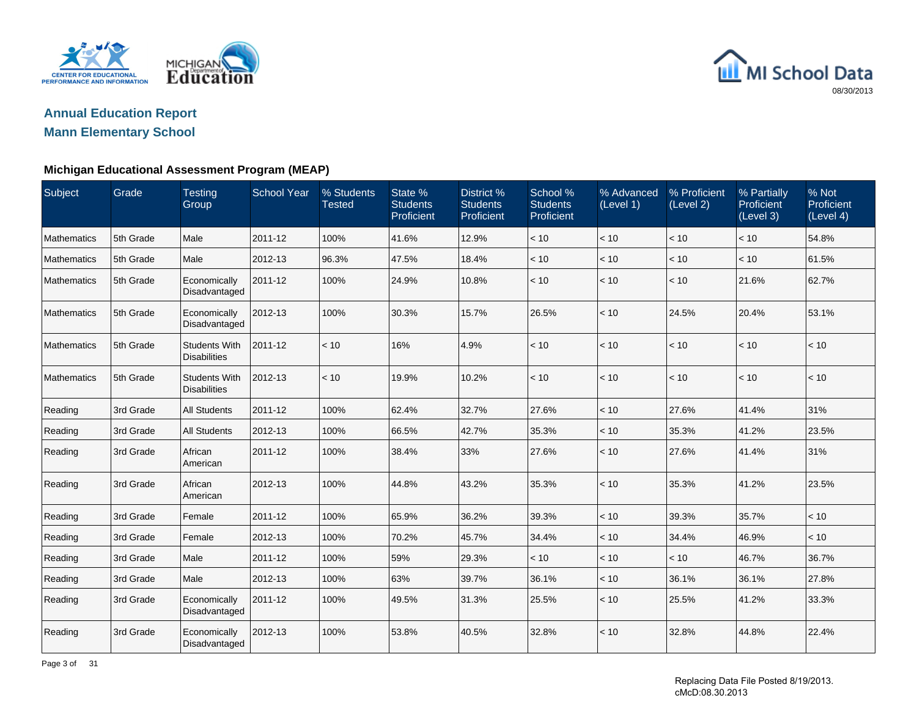## Annual Education Report

## Mann Elementary School

### Michigan Educational Assessment Program (MEAP)

| Subject | Grade | Testing Group | School Year | % Students Tested | State % Students Proficient | District % Students Proficient | School % Students Proficient | % Advanced (Level 1) | % Proficient (Level 2) | % Partially Proficient (Level 3) | % Not Proficient (Level 4) |
|---|---|---|---|---|---|---|---|---|---|---|---|
| Mathematics | 5th Grade | Male | 2011-12 | 100% | 41.6% | 12.9% | < 10 | < 10 | < 10 | < 10 | 54.8% |
| Mathematics | 5th Grade | Male | 2012-13 | 96.3% | 47.5% | 18.4% | < 10 | < 10 | < 10 | < 10 | 61.5% |
| Mathematics | 5th Grade | Economically Disadvantaged | 2011-12 | 100% | 24.9% | 10.8% | < 10 | < 10 | < 10 | 21.6% | 62.7% |
| Mathematics | 5th Grade | Economically Disadvantaged | 2012-13 | 100% | 30.3% | 15.7% | 26.5% | < 10 | 24.5% | 20.4% | 53.1% |
| Mathematics | 5th Grade | Students With Disabilities | 2011-12 | < 10 | 16% | 4.9% | < 10 | < 10 | < 10 | < 10 | < 10 |
| Mathematics | 5th Grade | Students With Disabilities | 2012-13 | < 10 | 19.9% | 10.2% | < 10 | < 10 | < 10 | < 10 | < 10 |
| Reading | 3rd Grade | All Students | 2011-12 | 100% | 62.4% | 32.7% | 27.6% | < 10 | 27.6% | 41.4% | 31% |
| Reading | 3rd Grade | All Students | 2012-13 | 100% | 66.5% | 42.7% | 35.3% | < 10 | 35.3% | 41.2% | 23.5% |
| Reading | 3rd Grade | African American | 2011-12 | 100% | 38.4% | 33% | 27.6% | < 10 | 27.6% | 41.4% | 31% |
| Reading | 3rd Grade | African American | 2012-13 | 100% | 44.8% | 43.2% | 35.3% | < 10 | 35.3% | 41.2% | 23.5% |
| Reading | 3rd Grade | Female | 2011-12 | 100% | 65.9% | 36.2% | 39.3% | < 10 | 39.3% | 35.7% | < 10 |
| Reading | 3rd Grade | Female | 2012-13 | 100% | 70.2% | 45.7% | 34.4% | < 10 | 34.4% | 46.9% | < 10 |
| Reading | 3rd Grade | Male | 2011-12 | 100% | 59% | 29.3% | < 10 | < 10 | < 10 | 46.7% | 36.7% |
| Reading | 3rd Grade | Male | 2012-13 | 100% | 63% | 39.7% | 36.1% | < 10 | 36.1% | 36.1% | 27.8% |
| Reading | 3rd Grade | Economically Disadvantaged | 2011-12 | 100% | 49.5% | 31.3% | 25.5% | < 10 | 25.5% | 41.2% | 33.3% |
| Reading | 3rd Grade | Economically Disadvantaged | 2012-13 | 100% | 53.8% | 40.5% | 32.8% | < 10 | 32.8% | 44.8% | 22.4% |

Replacing Data File Posted 8/19/2013.
cMcD:08.30.2013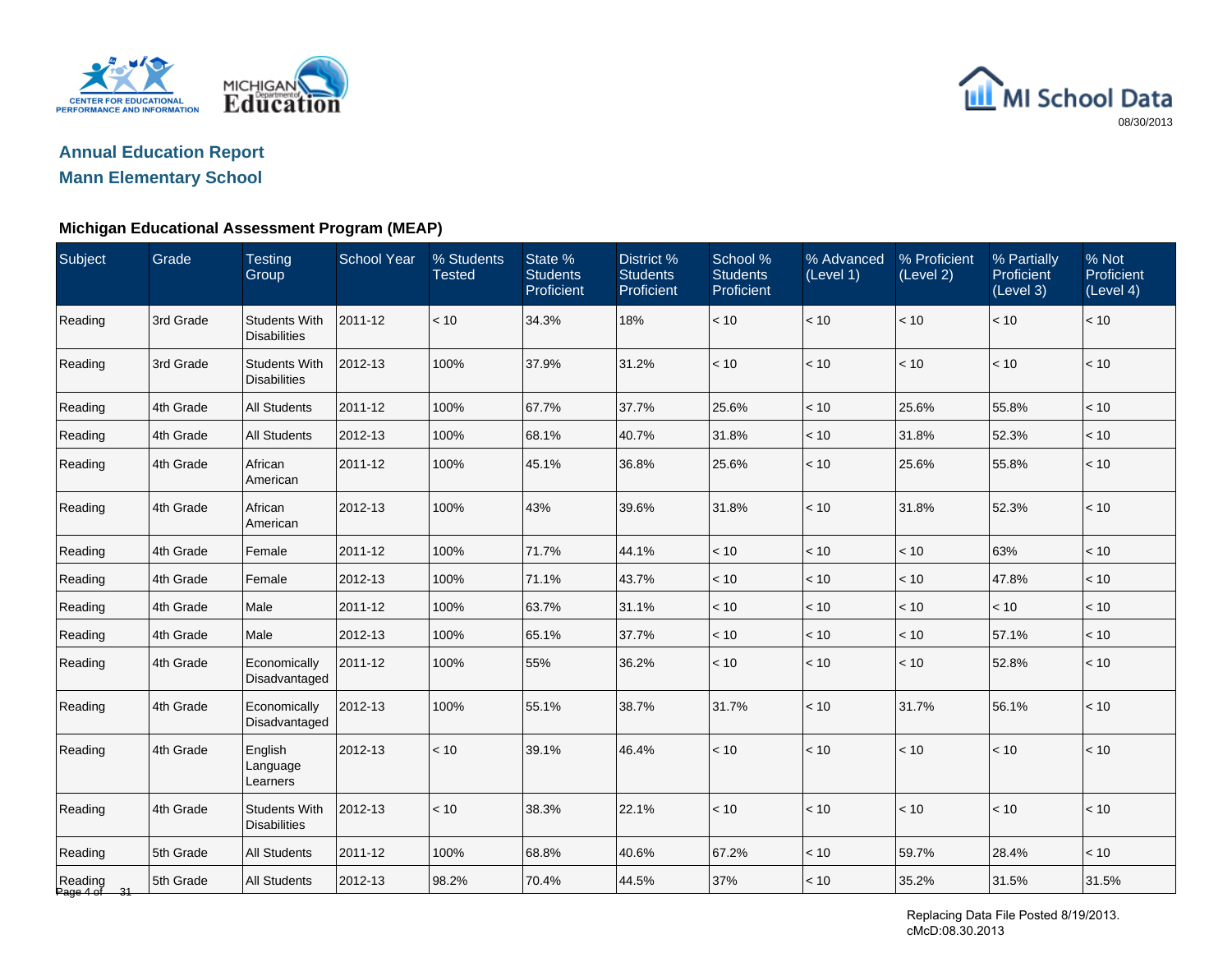MI School Data

08/30/2013

## Annual Education Report

## Mann Elementary School

### Michigan Educational Assessment Program (MEAP)

| Subject | Grade | Testing Group | School Year | % Students Tested | State % Students Proficient | District % Students Proficient | School % Students Proficient | % Advanced (Level 1) | % Proficient (Level 2) | % Partially Proficient (Level 3) | % Not Proficient (Level 4) |
|---|---|---|---|---|---|---|---|---|---|---|---|
| Reading | 3rd Grade | Students With Disabilities | 2011-12 | < 10 | 34.3% | 18% | < 10 | < 10 | < 10 | < 10 | < 10 |
| Reading | 3rd Grade | Students With Disabilities | 2012-13 | 100% | 37.9% | 31.2% | < 10 | < 10 | < 10 | < 10 | < 10 |
| Reading | 4th Grade | All Students | 2011-12 | 100% | 67.7% | 37.7% | 25.6% | < 10 | 25.6% | 55.8% | < 10 |
| Reading | 4th Grade | All Students | 2012-13 | 100% | 68.1% | 40.7% | 31.8% | < 10 | 31.8% | 52.3% | < 10 |
| Reading | 4th Grade | African American | 2011-12 | 100% | 45.1% | 36.8% | 25.6% | < 10 | 25.6% | 55.8% | < 10 |
| Reading | 4th Grade | African American | 2012-13 | 100% | 43% | 39.6% | 31.8% | < 10 | 31.8% | 52.3% | < 10 |
| Reading | 4th Grade | Female | 2011-12 | 100% | 71.7% | 44.1% | < 10 | < 10 | < 10 | 63% | < 10 |
| Reading | 4th Grade | Female | 2012-13 | 100% | 71.1% | 43.7% | < 10 | < 10 | < 10 | 47.8% | < 10 |
| Reading | 4th Grade | Male | 2011-12 | 100% | 63.7% | 31.1% | < 10 | < 10 | < 10 | < 10 | < 10 |
| Reading | 4th Grade | Male | 2012-13 | 100% | 65.1% | 37.7% | < 10 | < 10 | < 10 | 57.1% | < 10 |
| Reading | 4th Grade | Economically Disadvantaged | 2011-12 | 100% | 55% | 36.2% | < 10 | < 10 | < 10 | 52.8% | < 10 |
| Reading | 4th Grade | Economically Disadvantaged | 2012-13 | 100% | 55.1% | 38.7% | 31.7% | < 10 | 31.7% | 56.1% | < 10 |
| Reading | 4th Grade | English Language Learners | 2012-13 | < 10 | 39.1% | 46.4% | < 10 | < 10 | < 10 | < 10 | < 10 |
| Reading | 4th Grade | Students With Disabilities | 2012-13 | < 10 | 38.3% | 22.1% | < 10 | < 10 | < 10 | < 10 | < 10 |
| Reading | 5th Grade | All Students | 2011-12 | 100% | 68.8% | 40.6% | 67.2% | < 10 | 59.7% | 28.4% | < 10 |
| Reading | 5th Grade | All Students | 2012-13 | 98.2% | 70.4% | 44.5% | 37% | < 10 | 35.2% | 31.5% | 31.5% |

Replacing Data File Posted 8/19/2013.
cMcD:08.30.2013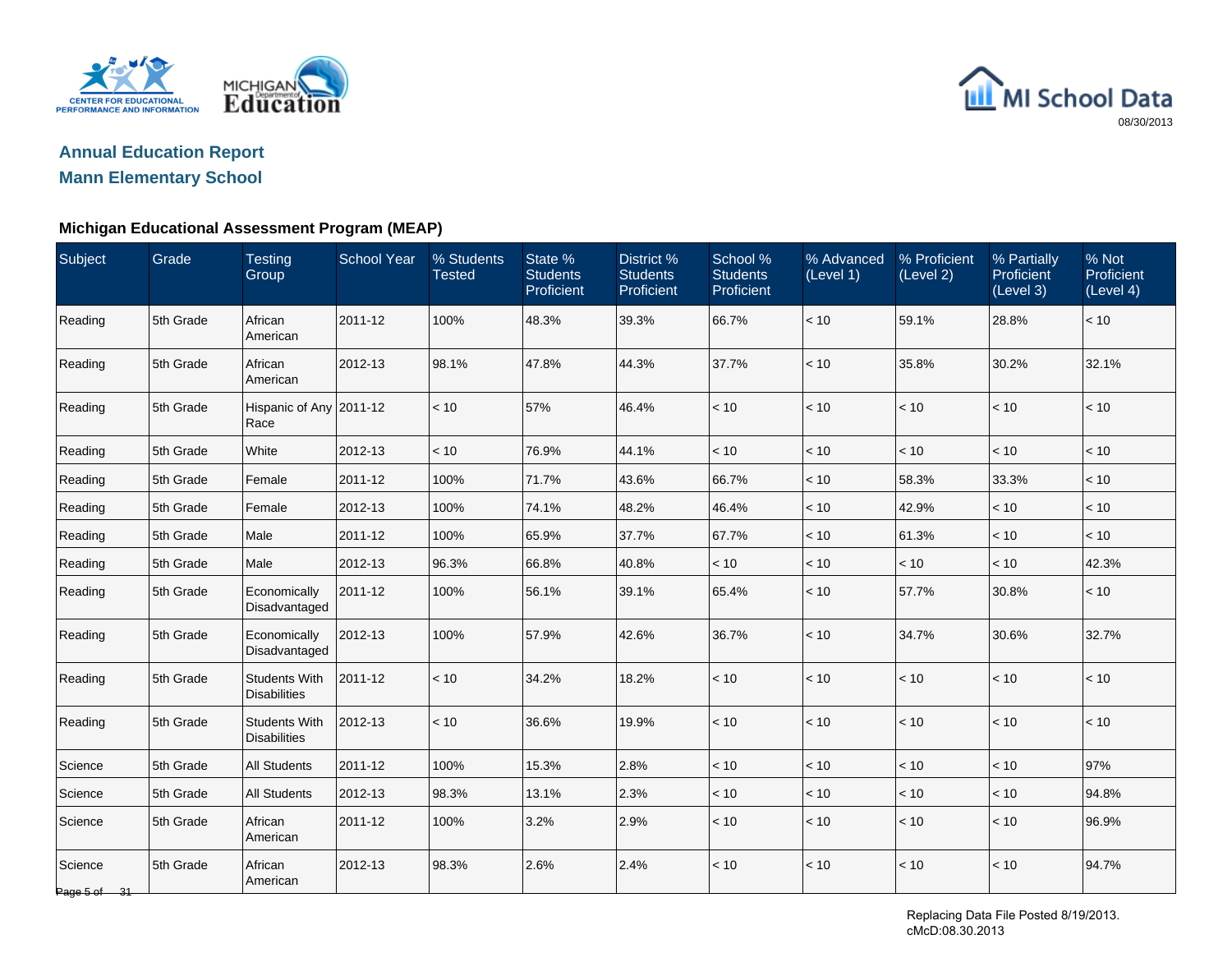## Annual Education Report

## Mann Elementary School

### Michigan Educational Assessment Program (MEAP)

| Subject | Grade | Testing Group | School Year | % Students Tested | State % Students Proficient | District % Students Proficient | School % Students Proficient | % Advanced (Level 1) | % Proficient (Level 2) | % Partially Proficient (Level 3) | % Not Proficient (Level 4) |
|---|---|---|---|---|---|---|---|---|---|---|---|
| Reading | 5th Grade | African American | 2011-12 | 100% | 48.3% | 39.3% | 66.7% | < 10 | 59.1% | 28.8% | < 10 |
| Reading | 5th Grade | African American | 2012-13 | 98.1% | 47.8% | 44.3% | 37.7% | < 10 | 35.8% | 30.2% | 32.1% |
| Reading | 5th Grade | Hispanic of Any Race | 2011-12 | < 10 | 57% | 46.4% | < 10 | < 10 | < 10 | < 10 | < 10 |
| Reading | 5th Grade | White | 2012-13 | < 10 | 76.9% | 44.1% | < 10 | < 10 | < 10 | < 10 | < 10 |
| Reading | 5th Grade | Female | 2011-12 | 100% | 71.7% | 43.6% | 66.7% | < 10 | 58.3% | 33.3% | < 10 |
| Reading | 5th Grade | Female | 2012-13 | 100% | 74.1% | 48.2% | 46.4% | < 10 | 42.9% | < 10 | < 10 |
| Reading | 5th Grade | Male | 2011-12 | 100% | 65.9% | 37.7% | 67.7% | < 10 | 61.3% | < 10 | < 10 |
| Reading | 5th Grade | Male | 2012-13 | 96.3% | 66.8% | 40.8% | < 10 | < 10 | < 10 | < 10 | 42.3% |
| Reading | 5th Grade | Economically Disadvantaged | 2011-12 | 100% | 56.1% | 39.1% | 65.4% | < 10 | 57.7% | 30.8% | < 10 |
| Reading | 5th Grade | Economically Disadvantaged | 2012-13 | 100% | 57.9% | 42.6% | 36.7% | < 10 | 34.7% | 30.6% | 32.7% |
| Reading | 5th Grade | Students With Disabilities | 2011-12 | < 10 | 34.2% | 18.2% | < 10 | < 10 | < 10 | < 10 | < 10 |
| Reading | 5th Grade | Students With Disabilities | 2012-13 | < 10 | 36.6% | 19.9% | < 10 | < 10 | < 10 | < 10 | < 10 |
| Science | 5th Grade | All Students | 2011-12 | 100% | 15.3% | 2.8% | < 10 | < 10 | < 10 | < 10 | 97% |
| Science | 5th Grade | All Students | 2012-13 | 98.3% | 13.1% | 2.3% | < 10 | < 10 | < 10 | < 10 | 94.8% |
| Science | 5th Grade | African American | 2011-12 | 100% | 3.2% | 2.9% | < 10 | < 10 | < 10 | < 10 | 96.9% |
| Science | 5th Grade | African American | 2012-13 | 98.3% | 2.6% | 2.4% | < 10 | < 10 | < 10 | < 10 | 94.7% |

Replacing Data File Posted 8/19/2013.
cMcD:08.30.2013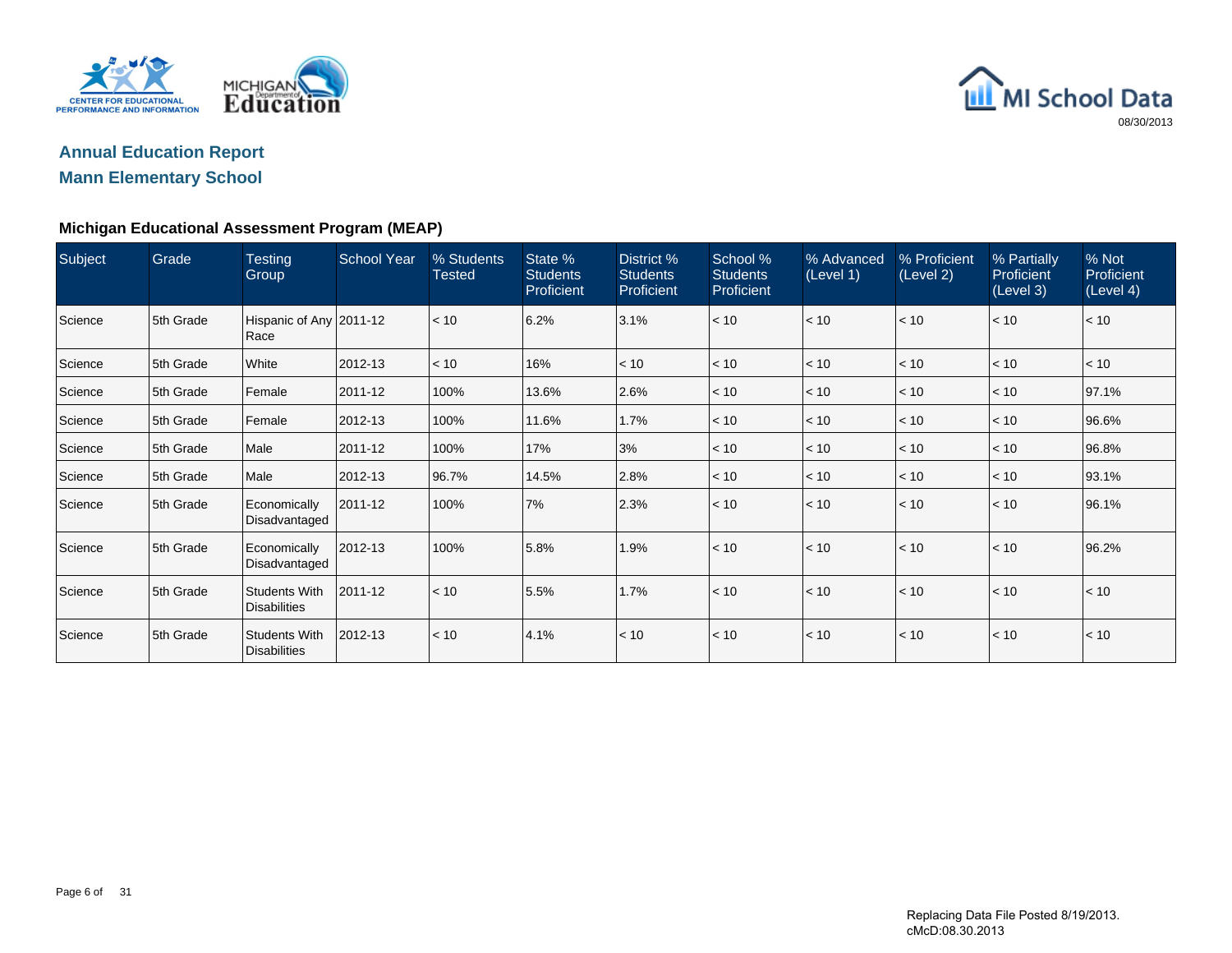## Annual Education Report

## Mann Elementary School

### Michigan Educational Assessment Program (MEAP)

| Subject | Grade | Testing Group | School Year | % Students Tested | State % Students Proficient | District % Students Proficient | School % Students Proficient | % Advanced (Level 1) | % Proficient (Level 2) | % Partially Proficient (Level 3) | % Not Proficient (Level 4) |
|---|---|---|---|---|---|---|---|---|---|---|---|
| Science | 5th Grade | Hispanic of Any Race | 2011-12 | < 10 | 6.2% | 3.1% | < 10 | < 10 | < 10 | < 10 | < 10 |
| Science | 5th Grade | White | 2012-13 | < 10 | 16% | < 10 | < 10 | < 10 | < 10 | < 10 | < 10 |
| Science | 5th Grade | Female | 2011-12 | 100% | 13.6% | 2.6% | < 10 | < 10 | < 10 | < 10 | 97.1% |
| Science | 5th Grade | Female | 2012-13 | 100% | 11.6% | 1.7% | < 10 | < 10 | < 10 | < 10 | 96.6% |
| Science | 5th Grade | Male | 2011-12 | 100% | 17% | 3% | < 10 | < 10 | < 10 | < 10 | 96.8% |
| Science | 5th Grade | Male | 2012-13 | 96.7% | 14.5% | 2.8% | < 10 | < 10 | < 10 | < 10 | 93.1% |
| Science | 5th Grade | Economically Disadvantaged | 2011-12 | 100% | 7% | 2.3% | < 10 | < 10 | < 10 | < 10 | 96.1% |
| Science | 5th Grade | Economically Disadvantaged | 2012-13 | 100% | 5.8% | 1.9% | < 10 | < 10 | < 10 | < 10 | 96.2% |
| Science | 5th Grade | Students With Disabilities | 2011-12 | < 10 | 5.5% | 1.7% | < 10 | < 10 | < 10 | < 10 | < 10 |
| Science | 5th Grade | Students With Disabilities | 2012-13 | < 10 | 4.1% | < 10 | < 10 | < 10 | < 10 | < 10 | < 10 |

Replacing Data File Posted 8/19/2013.
cMcD:08.30.2013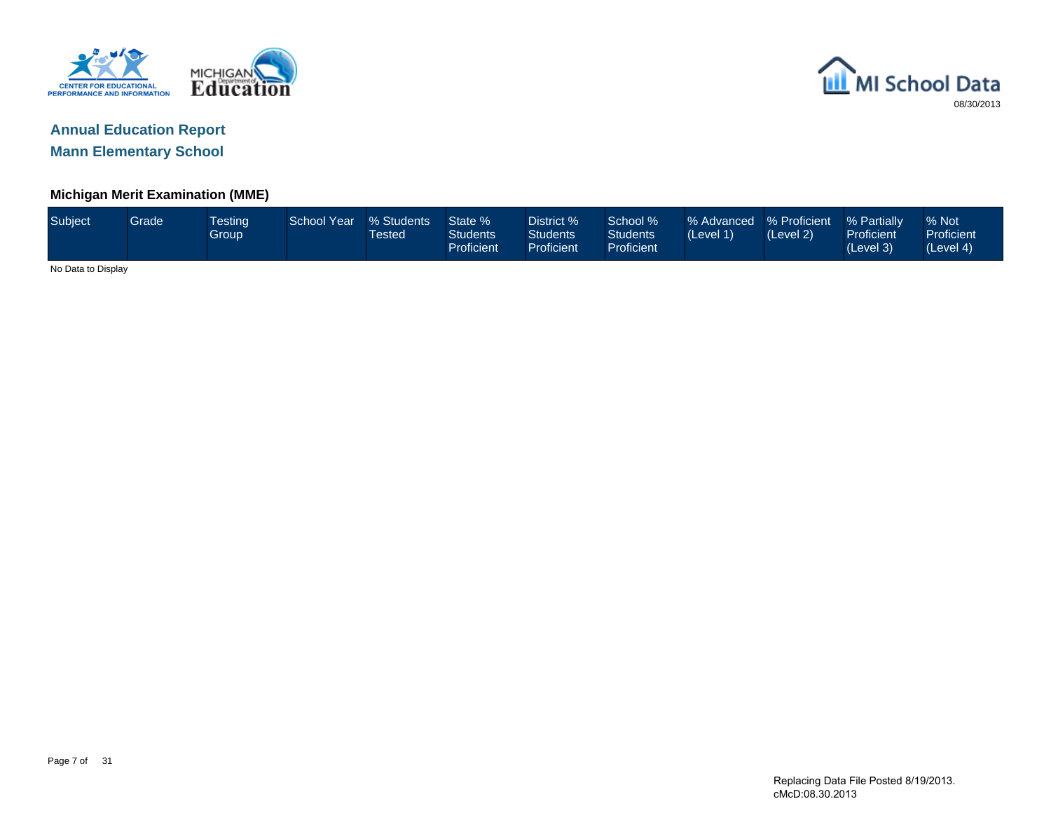# Annual Education Report

## Mann Elementary School

### Michigan Merit Examination (MME)

| Subject | Grade | Testing Group | School Year | % Students Tested | State % Students Proficient | District % Students Proficient | School % Students Proficient | % Advanced (Level 1) | % Proficient (Level 2) | % Partially Proficient (Level 3) | % Not Proficient (Level 4) |
|---|---|---|---|---|---|---|---|---|---|---|---|

No Data to Display

Replacing Data File Posted 8/19/2013.
cMcD:08.30.2013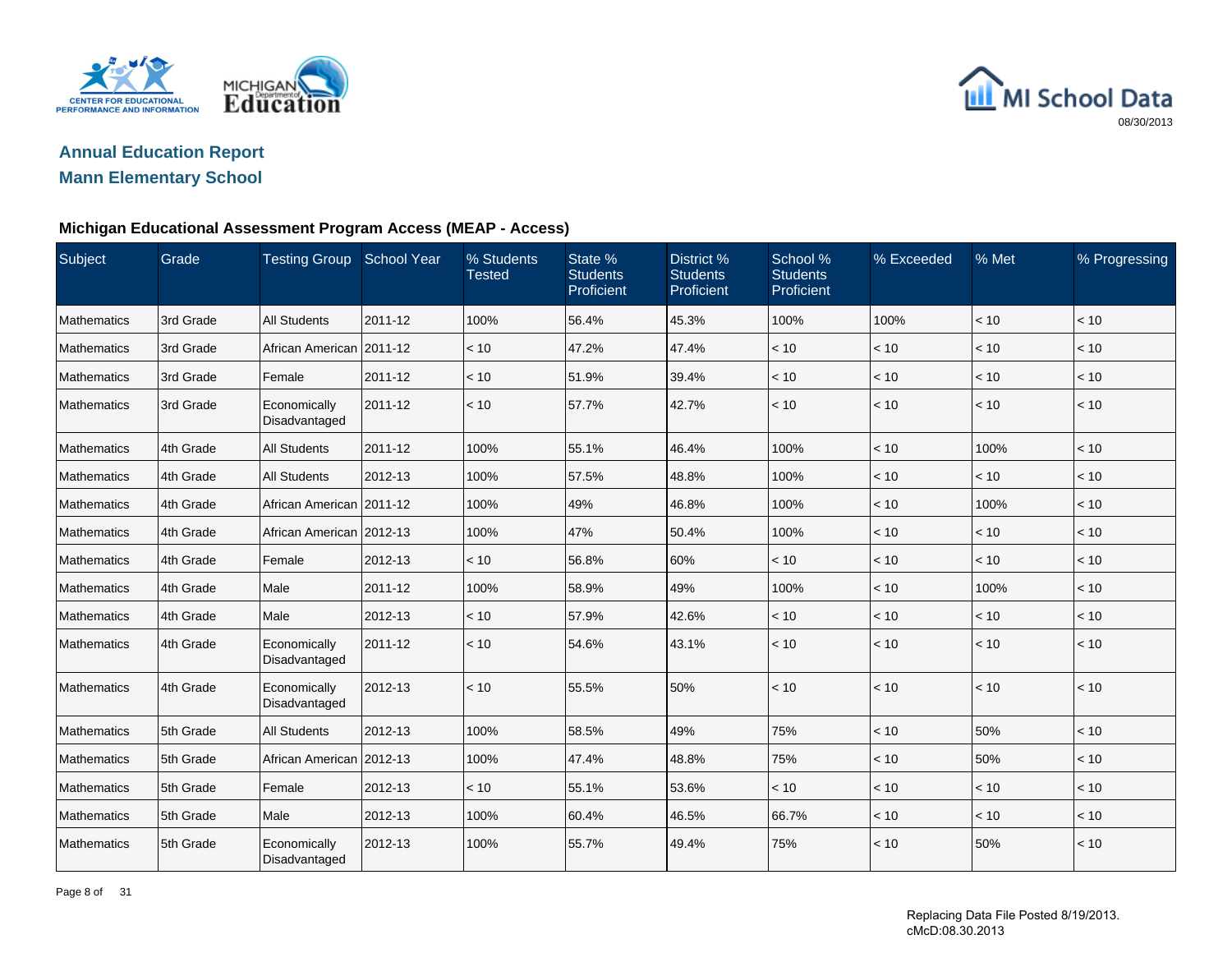## Annual Education Report
## Mann Elementary School

08/30/2013

### Michigan Educational Assessment Program Access (MEAP - Access)

| Subject | Grade | Testing Group | School Year | % Students Tested | State % Students Proficient | District % Students Proficient | School % Students Proficient | % Exceeded | % Met | % Progressing |
|---|---|---|---|---|---|---|---|---|---|---|
| Mathematics | 3rd Grade | All Students | 2011-12 | 100% | 56.4% | 45.3% | 100% | 100% | < 10 | < 10 |
| Mathematics | 3rd Grade | African American | 2011-12 | < 10 | 47.2% | 47.4% | < 10 | < 10 | < 10 | < 10 |
| Mathematics | 3rd Grade | Female | 2011-12 | < 10 | 51.9% | 39.4% | < 10 | < 10 | < 10 | < 10 |
| Mathematics | 3rd Grade | Economically Disadvantaged | 2011-12 | < 10 | 57.7% | 42.7% | < 10 | < 10 | < 10 | < 10 |
| Mathematics | 4th Grade | All Students | 2011-12 | 100% | 55.1% | 46.4% | 100% | < 10 | 100% | < 10 |
| Mathematics | 4th Grade | All Students | 2012-13 | 100% | 57.5% | 48.8% | 100% | < 10 | < 10 | < 10 |
| Mathematics | 4th Grade | African American | 2011-12 | 100% | 49% | 46.8% | 100% | < 10 | 100% | < 10 |
| Mathematics | 4th Grade | African American | 2012-13 | 100% | 47% | 50.4% | 100% | < 10 | < 10 | < 10 |
| Mathematics | 4th Grade | Female | 2012-13 | < 10 | 56.8% | 60% | < 10 | < 10 | < 10 | < 10 |
| Mathematics | 4th Grade | Male | 2011-12 | 100% | 58.9% | 49% | 100% | < 10 | 100% | < 10 |
| Mathematics | 4th Grade | Male | 2012-13 | < 10 | 57.9% | 42.6% | < 10 | < 10 | < 10 | < 10 |
| Mathematics | 4th Grade | Economically Disadvantaged | 2011-12 | < 10 | 54.6% | 43.1% | < 10 | < 10 | < 10 | < 10 |
| Mathematics | 4th Grade | Economically Disadvantaged | 2012-13 | < 10 | 55.5% | 50% | < 10 | < 10 | < 10 | < 10 |
| Mathematics | 5th Grade | All Students | 2012-13 | 100% | 58.5% | 49% | 75% | < 10 | 50% | < 10 |
| Mathematics | 5th Grade | African American | 2012-13 | 100% | 47.4% | 48.8% | 75% | < 10 | 50% | < 10 |
| Mathematics | 5th Grade | Female | 2012-13 | < 10 | 55.1% | 53.6% | < 10 | < 10 | < 10 | < 10 |
| Mathematics | 5th Grade | Male | 2012-13 | 100% | 60.4% | 46.5% | 66.7% | < 10 | < 10 | < 10 |
| Mathematics | 5th Grade | Economically Disadvantaged | 2012-13 | 100% | 55.7% | 49.4% | 75% | < 10 | 50% | < 10 |

Replacing Data File Posted 8/19/2013.
cMcD:08.30.2013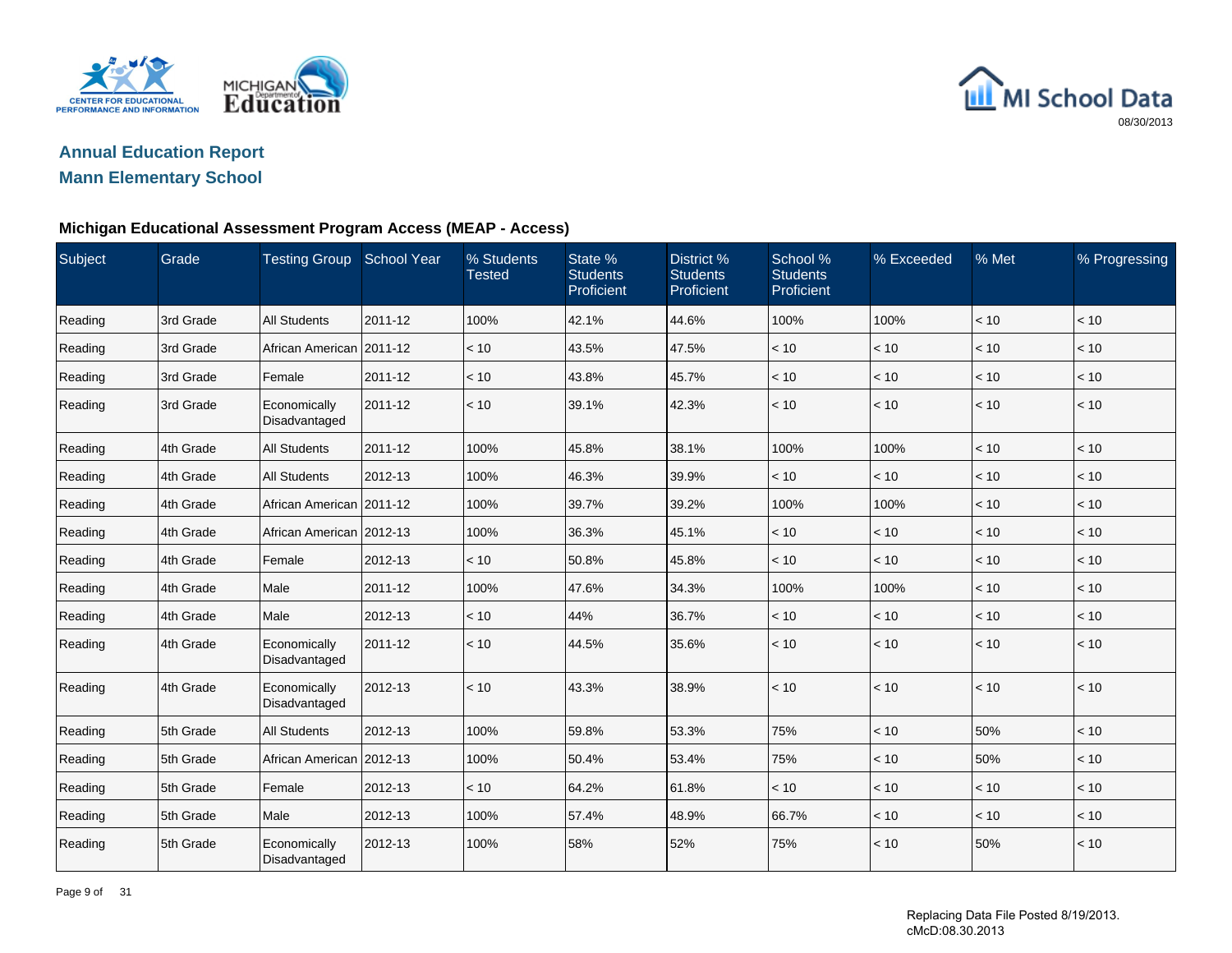# Annual Education Report

## Mann Elementary School

### Michigan Educational Assessment Program Access (MEAP - Access)

| Subject | Grade | Testing Group | School Year | % Students Tested | State % Students Proficient | District % Students Proficient | School % Students Proficient | % Exceeded | % Met | % Progressing |
|---|---|---|---|---|---|---|---|---|---|---|
| Reading | 3rd Grade | All Students | 2011-12 | 100% | 42.1% | 44.6% | 100% | 100% | < 10 | < 10 |
| Reading | 3rd Grade | African American | 2011-12 | < 10 | 43.5% | 47.5% | < 10 | < 10 | < 10 | < 10 |
| Reading | 3rd Grade | Female | 2011-12 | < 10 | 43.8% | 45.7% | < 10 | < 10 | < 10 | < 10 |
| Reading | 3rd Grade | Economically Disadvantaged | 2011-12 | < 10 | 39.1% | 42.3% | < 10 | < 10 | < 10 | < 10 |
| Reading | 4th Grade | All Students | 2011-12 | 100% | 45.8% | 38.1% | 100% | 100% | < 10 | < 10 |
| Reading | 4th Grade | All Students | 2012-13 | 100% | 46.3% | 39.9% | < 10 | < 10 | < 10 | < 10 |
| Reading | 4th Grade | African American | 2011-12 | 100% | 39.7% | 39.2% | 100% | 100% | < 10 | < 10 |
| Reading | 4th Grade | African American | 2012-13 | 100% | 36.3% | 45.1% | < 10 | < 10 | < 10 | < 10 |
| Reading | 4th Grade | Female | 2012-13 | < 10 | 50.8% | 45.8% | < 10 | < 10 | < 10 | < 10 |
| Reading | 4th Grade | Male | 2011-12 | 100% | 47.6% | 34.3% | 100% | 100% | < 10 | < 10 |
| Reading | 4th Grade | Male | 2012-13 | < 10 | 44% | 36.7% | < 10 | < 10 | < 10 | < 10 |
| Reading | 4th Grade | Economically Disadvantaged | 2011-12 | < 10 | 44.5% | 35.6% | < 10 | < 10 | < 10 | < 10 |
| Reading | 4th Grade | Economically Disadvantaged | 2012-13 | < 10 | 43.3% | 38.9% | < 10 | < 10 | < 10 | < 10 |
| Reading | 5th Grade | All Students | 2012-13 | 100% | 59.8% | 53.3% | 75% | < 10 | 50% | < 10 |
| Reading | 5th Grade | African American | 2012-13 | 100% | 50.4% | 53.4% | 75% | < 10 | 50% | < 10 |
| Reading | 5th Grade | Female | 2012-13 | < 10 | 64.2% | 61.8% | < 10 | < 10 | < 10 | < 10 |
| Reading | 5th Grade | Male | 2012-13 | 100% | 57.4% | 48.9% | 66.7% | < 10 | < 10 | < 10 |
| Reading | 5th Grade | Economically Disadvantaged | 2012-13 | 100% | 58% | 52% | 75% | < 10 | 50% | < 10 |

Replacing Data File Posted 8/19/2013.
cMcD:08.30.2013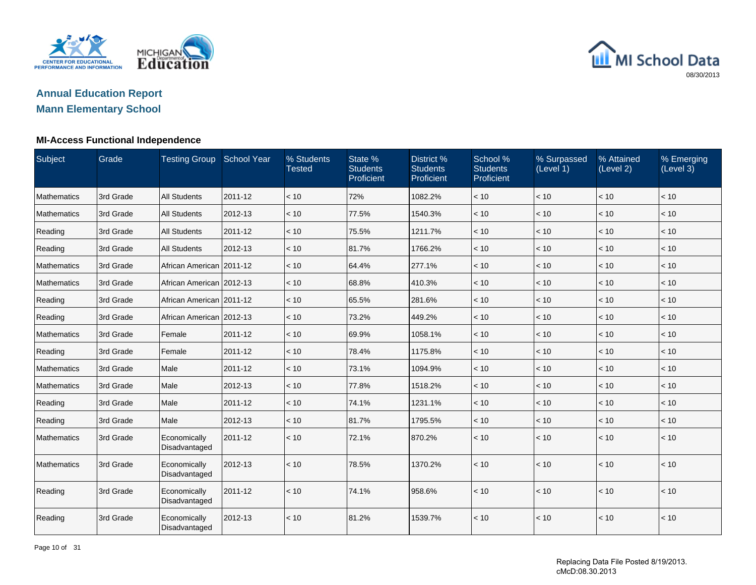## Annual Education Report

## Mann Elementary School

### MI-Access Functional Independence

| Subject | Grade | Testing Group | School Year | % Students Tested | State % Students Proficient | District % Students Proficient | School % Students Proficient | % Surpassed (Level 1) | % Attained (Level 2) | % Emerging (Level 3) |
|---|---|---|---|---|---|---|---|---|---|---|
| Mathematics | 3rd Grade | All Students | 2011-12 | < 10 | 72% | 1082.2% | < 10 | < 10 | < 10 | < 10 |
| Mathematics | 3rd Grade | All Students | 2012-13 | < 10 | 77.5% | 1540.3% | < 10 | < 10 | < 10 | < 10 |
| Reading | 3rd Grade | All Students | 2011-12 | < 10 | 75.5% | 1211.7% | < 10 | < 10 | < 10 | < 10 |
| Reading | 3rd Grade | All Students | 2012-13 | < 10 | 81.7% | 1766.2% | < 10 | < 10 | < 10 | < 10 |
| Mathematics | 3rd Grade | African American | 2011-12 | < 10 | 64.4% | 277.1% | < 10 | < 10 | < 10 | < 10 |
| Mathematics | 3rd Grade | African American | 2012-13 | < 10 | 68.8% | 410.3% | < 10 | < 10 | < 10 | < 10 |
| Reading | 3rd Grade | African American | 2011-12 | < 10 | 65.5% | 281.6% | < 10 | < 10 | < 10 | < 10 |
| Reading | 3rd Grade | African American | 2012-13 | < 10 | 73.2% | 449.2% | < 10 | < 10 | < 10 | < 10 |
| Mathematics | 3rd Grade | Female | 2011-12 | < 10 | 69.9% | 1058.1% | < 10 | < 10 | < 10 | < 10 |
| Reading | 3rd Grade | Female | 2011-12 | < 10 | 78.4% | 1175.8% | < 10 | < 10 | < 10 | < 10 |
| Mathematics | 3rd Grade | Male | 2011-12 | < 10 | 73.1% | 1094.9% | < 10 | < 10 | < 10 | < 10 |
| Mathematics | 3rd Grade | Male | 2012-13 | < 10 | 77.8% | 1518.2% | < 10 | < 10 | < 10 | < 10 |
| Reading | 3rd Grade | Male | 2011-12 | < 10 | 74.1% | 1231.1% | < 10 | < 10 | < 10 | < 10 |
| Reading | 3rd Grade | Male | 2012-13 | < 10 | 81.7% | 1795.5% | < 10 | < 10 | < 10 | < 10 |
| Mathematics | 3rd Grade | Economically Disadvantaged | 2011-12 | < 10 | 72.1% | 870.2% | < 10 | < 10 | < 10 | < 10 |
| Mathematics | 3rd Grade | Economically Disadvantaged | 2012-13 | < 10 | 78.5% | 1370.2% | < 10 | < 10 | < 10 | < 10 |
| Reading | 3rd Grade | Economically Disadvantaged | 2011-12 | < 10 | 74.1% | 958.6% | < 10 | < 10 | < 10 | < 10 |
| Reading | 3rd Grade | Economically Disadvantaged | 2012-13 | < 10 | 81.2% | 1539.7% | < 10 | < 10 | < 10 | < 10 |

Replacing Data File Posted 8/19/2013.
cMcD:08.30.2013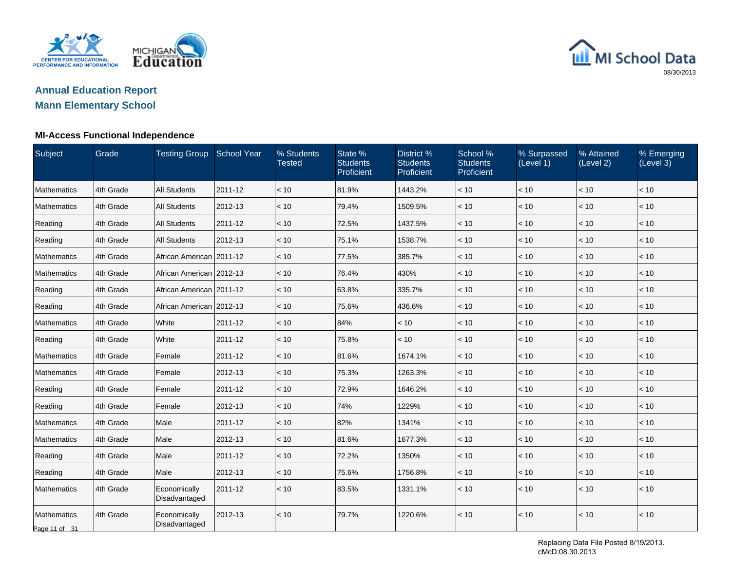# Annual Education Report

## Mann Elementary School

### MI-Access Functional Independence

| Subject | Grade | Testing Group | School Year | % Students Tested | State % Students Proficient | District % Students Proficient | School % Students Proficient | % Surpassed (Level 1) | % Attained (Level 2) | % Emerging (Level 3) |
|---|---|---|---|---|---|---|---|---|---|---|
| Mathematics | 4th Grade | All Students | 2011-12 | < 10 | 81.9% | 1443.2% | < 10 | < 10 | < 10 | < 10 |
| Mathematics | 4th Grade | All Students | 2012-13 | < 10 | 79.4% | 1509.5% | < 10 | < 10 | < 10 | < 10 |
| Reading | 4th Grade | All Students | 2011-12 | < 10 | 72.5% | 1437.5% | < 10 | < 10 | < 10 | < 10 |
| Reading | 4th Grade | All Students | 2012-13 | < 10 | 75.1% | 1538.7% | < 10 | < 10 | < 10 | < 10 |
| Mathematics | 4th Grade | African American | 2011-12 | < 10 | 77.5% | 385.7% | < 10 | < 10 | < 10 | < 10 |
| Mathematics | 4th Grade | African American | 2012-13 | < 10 | 76.4% | 430% | < 10 | < 10 | < 10 | < 10 |
| Reading | 4th Grade | African American | 2011-12 | < 10 | 63.8% | 335.7% | < 10 | < 10 | < 10 | < 10 |
| Reading | 4th Grade | African American | 2012-13 | < 10 | 75.6% | 436.6% | < 10 | < 10 | < 10 | < 10 |
| Mathematics | 4th Grade | White | 2011-12 | < 10 | 84% | < 10 | < 10 | < 10 | < 10 | < 10 |
| Reading | 4th Grade | White | 2011-12 | < 10 | 75.8% | < 10 | < 10 | < 10 | < 10 | < 10 |
| Mathematics | 4th Grade | Female | 2011-12 | < 10 | 81.6% | 1674.1% | < 10 | < 10 | < 10 | < 10 |
| Mathematics | 4th Grade | Female | 2012-13 | < 10 | 75.3% | 1263.3% | < 10 | < 10 | < 10 | < 10 |
| Reading | 4th Grade | Female | 2011-12 | < 10 | 72.9% | 1646.2% | < 10 | < 10 | < 10 | < 10 |
| Reading | 4th Grade | Female | 2012-13 | < 10 | 74% | 1229% | < 10 | < 10 | < 10 | < 10 |
| Mathematics | 4th Grade | Male | 2011-12 | < 10 | 82% | 1341% | < 10 | < 10 | < 10 | < 10 |
| Mathematics | 4th Grade | Male | 2012-13 | < 10 | 81.6% | 1677.3% | < 10 | < 10 | < 10 | < 10 |
| Reading | 4th Grade | Male | 2011-12 | < 10 | 72.2% | 1350% | < 10 | < 10 | < 10 | < 10 |
| Reading | 4th Grade | Male | 2012-13 | < 10 | 75.6% | 1756.8% | < 10 | < 10 | < 10 | < 10 |
| Mathematics | 4th Grade | Economically Disadvantaged | 2011-12 | < 10 | 83.5% | 1331.1% | < 10 | < 10 | < 10 | < 10 |
| Mathematics | 4th Grade | Economically Disadvantaged | 2012-13 | < 10 | 79.7% | 1220.6% | < 10 | < 10 | < 10 | < 10 |

Replacing Data File Posted 8/19/2013.
cMcD:08.30.2013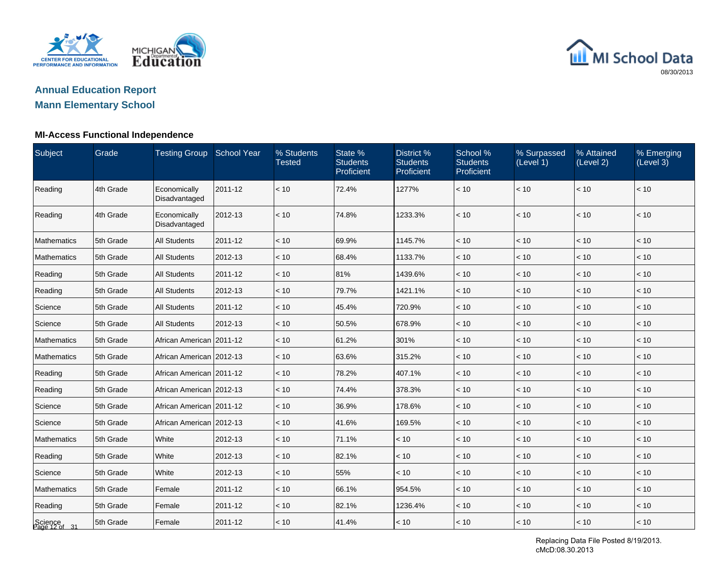## Annual Education Report

## Mann Elementary School

### MI-Access Functional Independence

| Subject | Grade | Testing Group | School Year | % Students Tested | State % Students Proficient | District % Students Proficient | School % Students Proficient | % Surpassed (Level 1) | % Attained (Level 2) | % Emerging (Level 3) |
|---|---|---|---|---|---|---|---|---|---|---|
| Reading | 4th Grade | Economically Disadvantaged | 2011-12 | < 10 | 72.4% | 1277% | < 10 | < 10 | < 10 | < 10 |
| Reading | 4th Grade | Economically Disadvantaged | 2012-13 | < 10 | 74.8% | 1233.3% | < 10 | < 10 | < 10 | < 10 |
| Mathematics | 5th Grade | All Students | 2011-12 | < 10 | 69.9% | 1145.7% | < 10 | < 10 | < 10 | < 10 |
| Mathematics | 5th Grade | All Students | 2012-13 | < 10 | 68.4% | 1133.7% | < 10 | < 10 | < 10 | < 10 |
| Reading | 5th Grade | All Students | 2011-12 | < 10 | 81% | 1439.6% | < 10 | < 10 | < 10 | < 10 |
| Reading | 5th Grade | All Students | 2012-13 | < 10 | 79.7% | 1421.1% | < 10 | < 10 | < 10 | < 10 |
| Science | 5th Grade | All Students | 2011-12 | < 10 | 45.4% | 720.9% | < 10 | < 10 | < 10 | < 10 |
| Science | 5th Grade | All Students | 2012-13 | < 10 | 50.5% | 678.9% | < 10 | < 10 | < 10 | < 10 |
| Mathematics | 5th Grade | African American | 2011-12 | < 10 | 61.2% | 301% | < 10 | < 10 | < 10 | < 10 |
| Mathematics | 5th Grade | African American | 2012-13 | < 10 | 63.6% | 315.2% | < 10 | < 10 | < 10 | < 10 |
| Reading | 5th Grade | African American | 2011-12 | < 10 | 78.2% | 407.1% | < 10 | < 10 | < 10 | < 10 |
| Reading | 5th Grade | African American | 2012-13 | < 10 | 74.4% | 378.3% | < 10 | < 10 | < 10 | < 10 |
| Science | 5th Grade | African American | 2011-12 | < 10 | 36.9% | 178.6% | < 10 | < 10 | < 10 | < 10 |
| Science | 5th Grade | African American | 2012-13 | < 10 | 41.6% | 169.5% | < 10 | < 10 | < 10 | < 10 |
| Mathematics | 5th Grade | White | 2012-13 | < 10 | 71.1% | < 10 | < 10 | < 10 | < 10 | < 10 |
| Reading | 5th Grade | White | 2012-13 | < 10 | 82.1% | < 10 | < 10 | < 10 | < 10 | < 10 |
| Science | 5th Grade | White | 2012-13 | < 10 | 55% | < 10 | < 10 | < 10 | < 10 | < 10 |
| Mathematics | 5th Grade | Female | 2011-12 | < 10 | 66.1% | 954.5% | < 10 | < 10 | < 10 | < 10 |
| Reading | 5th Grade | Female | 2011-12 | < 10 | 82.1% | 1236.4% | < 10 | < 10 | < 10 | < 10 |
| Science | 5th Grade | Female | 2011-12 | < 10 | 41.4% | < 10 | < 10 | < 10 | < 10 | < 10 |

Replacing Data File Posted 8/19/2013.
cMcD:08.30.2013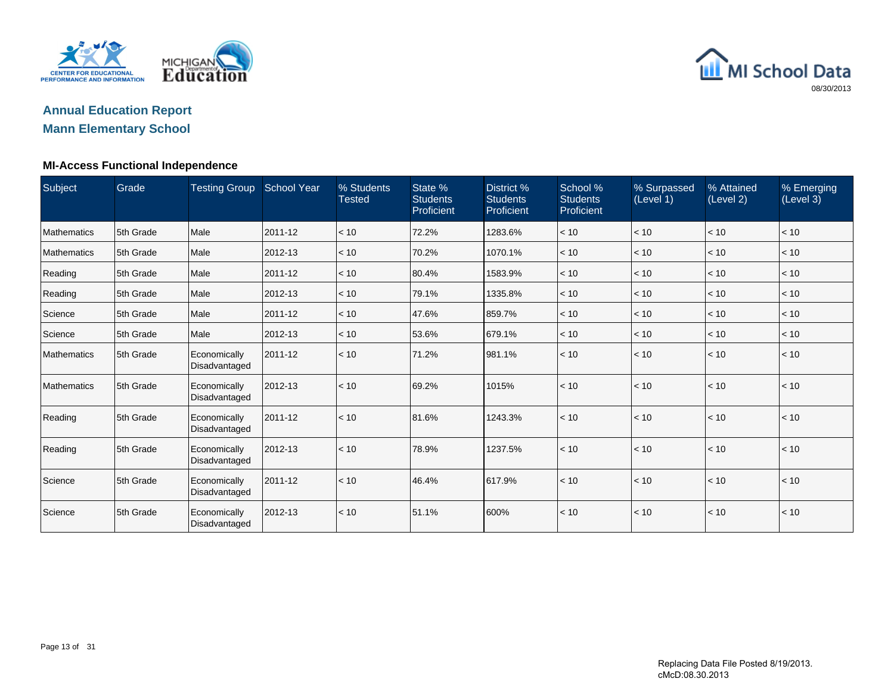## Annual Education Report
## Mann Elementary School

### MI-Access Functional Independence

| Subject | Grade | Testing Group | School Year | % Students Tested | State % Students Proficient | District % Students Proficient | School % Students Proficient | % Surpassed (Level 1) | % Attained (Level 2) | % Emerging (Level 3) |
|---|---|---|---|---|---|---|---|---|---|---|
| Mathematics | 5th Grade | Male | 2011-12 | < 10 | 72.2% | 1283.6% | < 10 | < 10 | < 10 | < 10 |
| Mathematics | 5th Grade | Male | 2012-13 | < 10 | 70.2% | 1070.1% | < 10 | < 10 | < 10 | < 10 |
| Reading | 5th Grade | Male | 2011-12 | < 10 | 80.4% | 1583.9% | < 10 | < 10 | < 10 | < 10 |
| Reading | 5th Grade | Male | 2012-13 | < 10 | 79.1% | 1335.8% | < 10 | < 10 | < 10 | < 10 |
| Science | 5th Grade | Male | 2011-12 | < 10 | 47.6% | 859.7% | < 10 | < 10 | < 10 | < 10 |
| Science | 5th Grade | Male | 2012-13 | < 10 | 53.6% | 679.1% | < 10 | < 10 | < 10 | < 10 |
| Mathematics | 5th Grade | Economically Disadvantaged | 2011-12 | < 10 | 71.2% | 981.1% | < 10 | < 10 | < 10 | < 10 |
| Mathematics | 5th Grade | Economically Disadvantaged | 2012-13 | < 10 | 69.2% | 1015% | < 10 | < 10 | < 10 | < 10 |
| Reading | 5th Grade | Economically Disadvantaged | 2011-12 | < 10 | 81.6% | 1243.3% | < 10 | < 10 | < 10 | < 10 |
| Reading | 5th Grade | Economically Disadvantaged | 2012-13 | < 10 | 78.9% | 1237.5% | < 10 | < 10 | < 10 | < 10 |
| Science | 5th Grade | Economically Disadvantaged | 2011-12 | < 10 | 46.4% | 617.9% | < 10 | < 10 | < 10 | < 10 |
| Science | 5th Grade | Economically Disadvantaged | 2012-13 | < 10 | 51.1% | 600% | < 10 | < 10 | < 10 | < 10 |

Replacing Data File Posted 8/19/2013.
cMcD:08.30.2013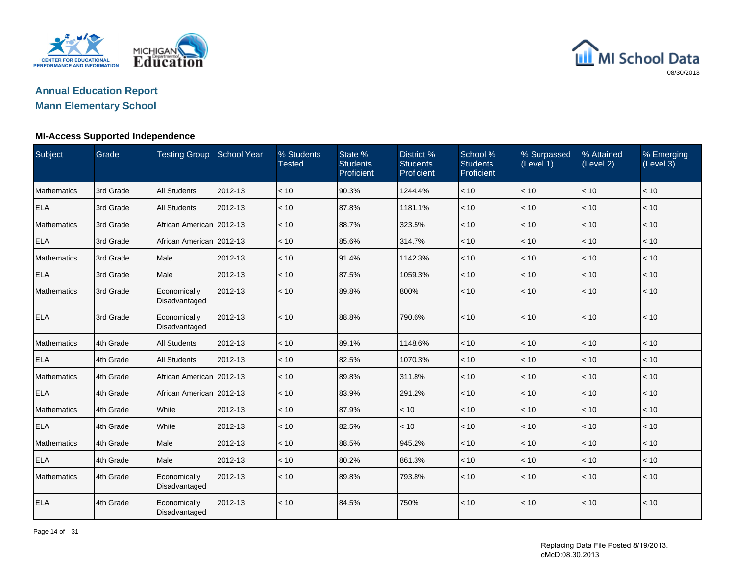# Annual Education Report

## Mann Elementary School

08/30/2013

### MI-Access Supported Independence

| Subject | Grade | Testing Group | School Year | % Students Tested | State % Students Proficient | District % Students Proficient | School % Students Proficient | % Surpassed (Level 1) | % Attained (Level 2) | % Emerging (Level 3) |
|---|---|---|---|---|---|---|---|---|---|---|
| Mathematics | 3rd Grade | All Students | 2012-13 | < 10 | 90.3% | 1244.4% | < 10 | < 10 | < 10 | < 10 |
| ELA | 3rd Grade | All Students | 2012-13 | < 10 | 87.8% | 1181.1% | < 10 | < 10 | < 10 | < 10 |
| Mathematics | 3rd Grade | African American | 2012-13 | < 10 | 88.7% | 323.5% | < 10 | < 10 | < 10 | < 10 |
| ELA | 3rd Grade | African American | 2012-13 | < 10 | 85.6% | 314.7% | < 10 | < 10 | < 10 | < 10 |
| Mathematics | 3rd Grade | Male | 2012-13 | < 10 | 91.4% | 1142.3% | < 10 | < 10 | < 10 | < 10 |
| ELA | 3rd Grade | Male | 2012-13 | < 10 | 87.5% | 1059.3% | < 10 | < 10 | < 10 | < 10 |
| Mathematics | 3rd Grade | Economically Disadvantaged | 2012-13 | < 10 | 89.8% | 800% | < 10 | < 10 | < 10 | < 10 |
| ELA | 3rd Grade | Economically Disadvantaged | 2012-13 | < 10 | 88.8% | 790.6% | < 10 | < 10 | < 10 | < 10 |
| Mathematics | 4th Grade | All Students | 2012-13 | < 10 | 89.1% | 1148.6% | < 10 | < 10 | < 10 | < 10 |
| ELA | 4th Grade | All Students | 2012-13 | < 10 | 82.5% | 1070.3% | < 10 | < 10 | < 10 | < 10 |
| Mathematics | 4th Grade | African American | 2012-13 | < 10 | 89.8% | 311.8% | < 10 | < 10 | < 10 | < 10 |
| ELA | 4th Grade | African American | 2012-13 | < 10 | 83.9% | 291.2% | < 10 | < 10 | < 10 | < 10 |
| Mathematics | 4th Grade | White | 2012-13 | < 10 | 87.9% | < 10 | < 10 | < 10 | < 10 | < 10 |
| ELA | 4th Grade | White | 2012-13 | < 10 | 82.5% | < 10 | < 10 | < 10 | < 10 | < 10 |
| Mathematics | 4th Grade | Male | 2012-13 | < 10 | 88.5% | 945.2% | < 10 | < 10 | < 10 | < 10 |
| ELA | 4th Grade | Male | 2012-13 | < 10 | 80.2% | 861.3% | < 10 | < 10 | < 10 | < 10 |
| Mathematics | 4th Grade | Economically Disadvantaged | 2012-13 | < 10 | 89.8% | 793.8% | < 10 | < 10 | < 10 | < 10 |
| ELA | 4th Grade | Economically Disadvantaged | 2012-13 | < 10 | 84.5% | 750% | < 10 | < 10 | < 10 | < 10 |

Replacing Data File Posted 8/19/2013.
cMcD:08.30.2013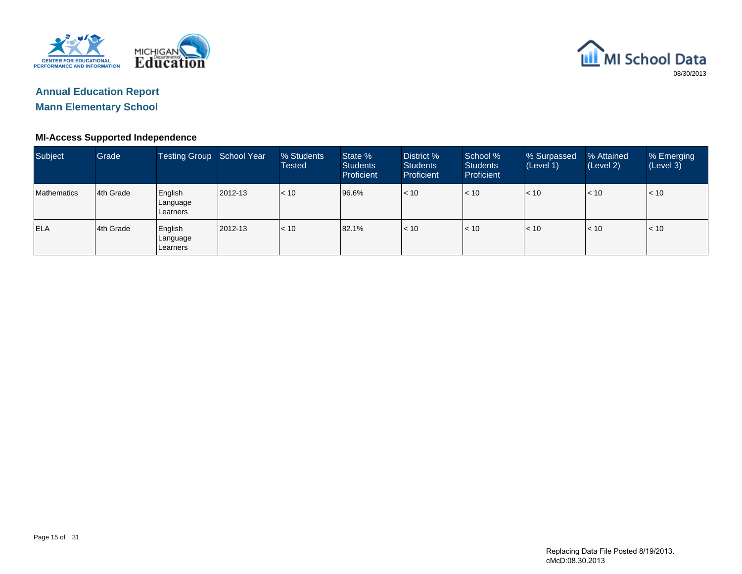## Annual Education Report

## Mann Elementary School

### MI-Access Supported Independence

| Subject | Grade | Testing Group | School Year | % Students Tested | State % Students Proficient | District % Students Proficient | School % Students Proficient | % Surpassed (Level 1) | % Attained (Level 2) | % Emerging (Level 3) |
|---|---|---|---|---|---|---|---|---|---|---|
| Mathematics | 4th Grade | English Language Learners | 2012-13 | < 10 | 96.6% | < 10 | < 10 | < 10 | < 10 | < 10 |
| ELA | 4th Grade | English Language Learners | 2012-13 | < 10 | 82.1% | < 10 | < 10 | < 10 | < 10 | < 10 |

Replacing Data File Posted 8/19/2013.
cMcD:08.30.2013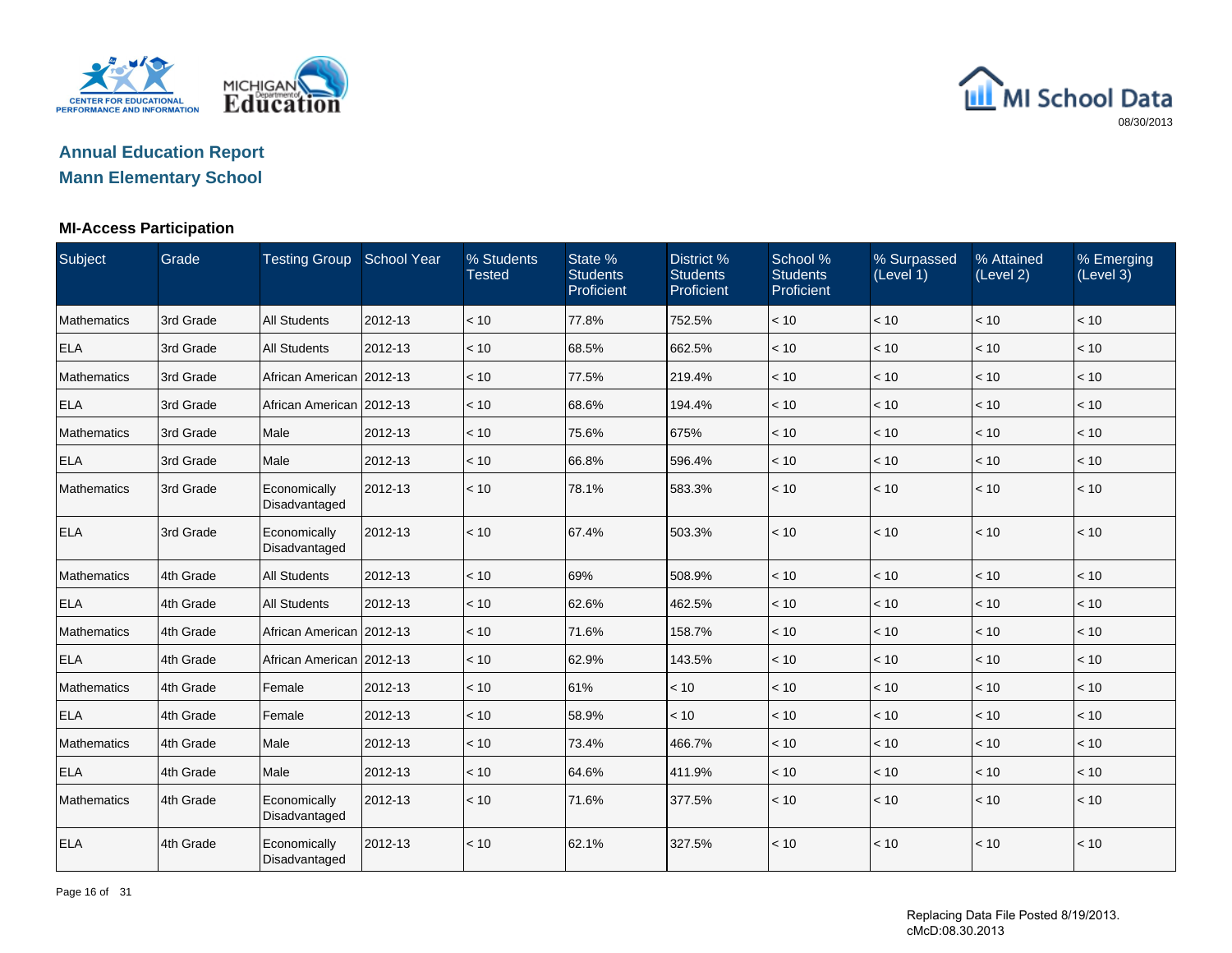## Annual Education Report

## Mann Elementary School

### MI-Access Participation

| Subject | Grade | Testing Group | School Year | % Students Tested | State % Students Proficient | District % Students Proficient | School % Students Proficient | % Surpassed (Level 1) | % Attained (Level 2) | % Emerging (Level 3) |
|---|---|---|---|---|---|---|---|---|---|---|
| Mathematics | 3rd Grade | All Students | 2012-13 | < 10 | 77.8% | 752.5% | < 10 | < 10 | < 10 | < 10 |
| ELA | 3rd Grade | All Students | 2012-13 | < 10 | 68.5% | 662.5% | < 10 | < 10 | < 10 | < 10 |
| Mathematics | 3rd Grade | African American | 2012-13 | < 10 | 77.5% | 219.4% | < 10 | < 10 | < 10 | < 10 |
| ELA | 3rd Grade | African American | 2012-13 | < 10 | 68.6% | 194.4% | < 10 | < 10 | < 10 | < 10 |
| Mathematics | 3rd Grade | Male | 2012-13 | < 10 | 75.6% | 675% | < 10 | < 10 | < 10 | < 10 |
| ELA | 3rd Grade | Male | 2012-13 | < 10 | 66.8% | 596.4% | < 10 | < 10 | < 10 | < 10 |
| Mathematics | 3rd Grade | Economically Disadvantaged | 2012-13 | < 10 | 78.1% | 583.3% | < 10 | < 10 | < 10 | < 10 |
| ELA | 3rd Grade | Economically Disadvantaged | 2012-13 | < 10 | 67.4% | 503.3% | < 10 | < 10 | < 10 | < 10 |
| Mathematics | 4th Grade | All Students | 2012-13 | < 10 | 69% | 508.9% | < 10 | < 10 | < 10 | < 10 |
| ELA | 4th Grade | All Students | 2012-13 | < 10 | 62.6% | 462.5% | < 10 | < 10 | < 10 | < 10 |
| Mathematics | 4th Grade | African American | 2012-13 | < 10 | 71.6% | 158.7% | < 10 | < 10 | < 10 | < 10 |
| ELA | 4th Grade | African American | 2012-13 | < 10 | 62.9% | 143.5% | < 10 | < 10 | < 10 | < 10 |
| Mathematics | 4th Grade | Female | 2012-13 | < 10 | 61% | < 10 | < 10 | < 10 | < 10 | < 10 |
| ELA | 4th Grade | Female | 2012-13 | < 10 | 58.9% | < 10 | < 10 | < 10 | < 10 | < 10 |
| Mathematics | 4th Grade | Male | 2012-13 | < 10 | 73.4% | 466.7% | < 10 | < 10 | < 10 | < 10 |
| ELA | 4th Grade | Male | 2012-13 | < 10 | 64.6% | 411.9% | < 10 | < 10 | < 10 | < 10 |
| Mathematics | 4th Grade | Economically Disadvantaged | 2012-13 | < 10 | 71.6% | 377.5% | < 10 | < 10 | < 10 | < 10 |
| ELA | 4th Grade | Economically Disadvantaged | 2012-13 | < 10 | 62.1% | 327.5% | < 10 | < 10 | < 10 | < 10 |

Replacing Data File Posted 8/19/2013.
cMcD:08.30.2013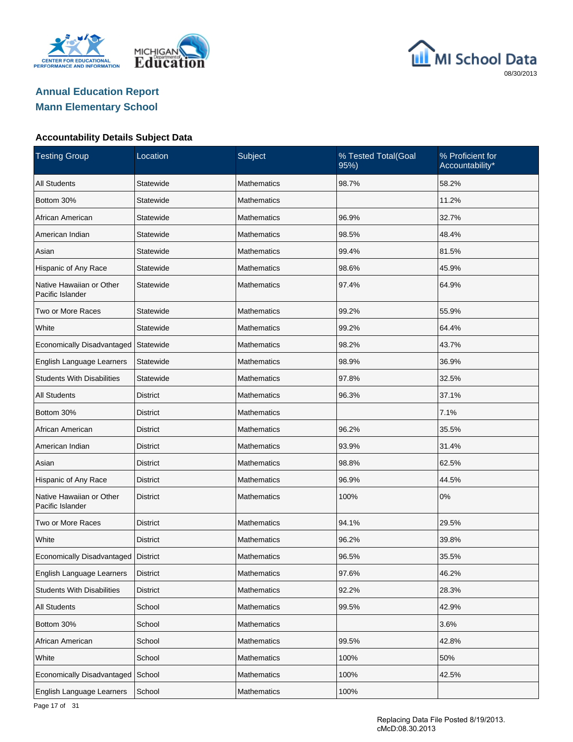# Annual Education Report

## Mann Elementary School

### Accountability Details Subject Data

| Testing Group | Location | Subject | % Tested Total(Goal 95%) | % Proficient for Accountability* |
|---|---|---|---|---|
| All Students | Statewide | Mathematics | 98.7% | 58.2% |
| Bottom 30% | Statewide | Mathematics | | 11.2% |
| African American | Statewide | Mathematics | 96.9% | 32.7% |
| American Indian | Statewide | Mathematics | 98.5% | 48.4% |
| Asian | Statewide | Mathematics | 99.4% | 81.5% |
| Hispanic of Any Race | Statewide | Mathematics | 98.6% | 45.9% |
| Native Hawaiian or Other Pacific Islander | Statewide | Mathematics | 97.4% | 64.9% |
| Two or More Races | Statewide | Mathematics | 99.2% | 55.9% |
| White | Statewide | Mathematics | 99.2% | 64.4% |
| Economically Disadvantaged | Statewide | Mathematics | 98.2% | 43.7% |
| English Language Learners | Statewide | Mathematics | 98.9% | 36.9% |
| Students With Disabilities | Statewide | Mathematics | 97.8% | 32.5% |
| All Students | District | Mathematics | 96.3% | 37.1% |
| Bottom 30% | District | Mathematics | | 7.1% |
| African American | District | Mathematics | 96.2% | 35.5% |
| American Indian | District | Mathematics | 93.9% | 31.4% |
| Asian | District | Mathematics | 98.8% | 62.5% |
| Hispanic of Any Race | District | Mathematics | 96.9% | 44.5% |
| Native Hawaiian or Other Pacific Islander | District | Mathematics | 100% | 0% |
| Two or More Races | District | Mathematics | 94.1% | 29.5% |
| White | District | Mathematics | 96.2% | 39.8% |
| Economically Disadvantaged | District | Mathematics | 96.5% | 35.5% |
| English Language Learners | District | Mathematics | 97.6% | 46.2% |
| Students With Disabilities | District | Mathematics | 92.2% | 28.3% |
| All Students | School | Mathematics | 99.5% | 42.9% |
| Bottom 30% | School | Mathematics | | 3.6% |
| African American | School | Mathematics | 99.5% | 42.8% |
| White | School | Mathematics | 100% | 50% |
| Economically Disadvantaged | School | Mathematics | 100% | 42.5% |
| English Language Learners | School | Mathematics | 100% | |

Replacing Data File Posted 8/19/2013.
cMcD:08.30.2013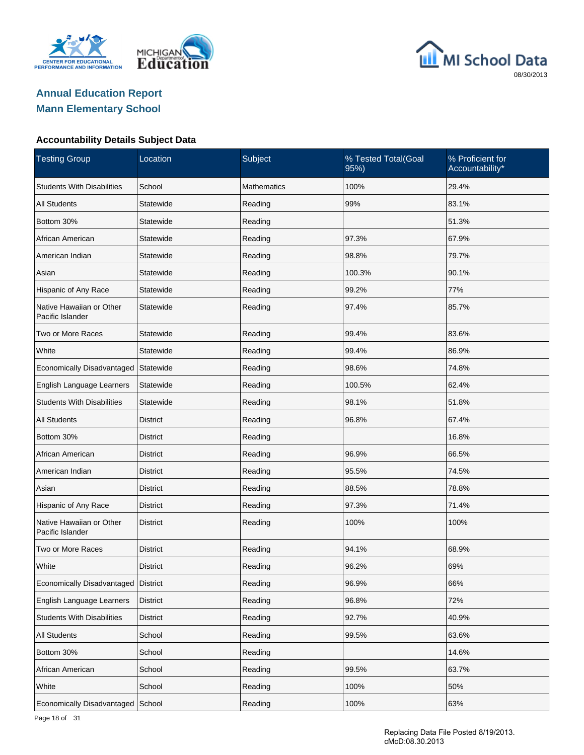# Annual Education Report
## Mann Elementary School

### Accountability Details Subject Data

| Testing Group | Location | Subject | % Tested Total(Goal 95%) | % Proficient for Accountability* |
|---|---|---|---|---|
| Students With Disabilities | School | Mathematics | 100% | 29.4% |
| All Students | Statewide | Reading | 99% | 83.1% |
| Bottom 30% | Statewide | Reading | | 51.3% |
| African American | Statewide | Reading | 97.3% | 67.9% |
| American Indian | Statewide | Reading | 98.8% | 79.7% |
| Asian | Statewide | Reading | 100.3% | 90.1% |
| Hispanic of Any Race | Statewide | Reading | 99.2% | 77% |
| Native Hawaiian or Other Pacific Islander | Statewide | Reading | 97.4% | 85.7% |
| Two or More Races | Statewide | Reading | 99.4% | 83.6% |
| White | Statewide | Reading | 99.4% | 86.9% |
| Economically Disadvantaged | Statewide | Reading | 98.6% | 74.8% |
| English Language Learners | Statewide | Reading | 100.5% | 62.4% |
| Students With Disabilities | Statewide | Reading | 98.1% | 51.8% |
| All Students | District | Reading | 96.8% | 67.4% |
| Bottom 30% | District | Reading | | 16.8% |
| African American | District | Reading | 96.9% | 66.5% |
| American Indian | District | Reading | 95.5% | 74.5% |
| Asian | District | Reading | 88.5% | 78.8% |
| Hispanic of Any Race | District | Reading | 97.3% | 71.4% |
| Native Hawaiian or Other Pacific Islander | District | Reading | 100% | 100% |
| Two or More Races | District | Reading | 94.1% | 68.9% |
| White | District | Reading | 96.2% | 69% |
| Economically Disadvantaged | District | Reading | 96.9% | 66% |
| English Language Learners | District | Reading | 96.8% | 72% |
| Students With Disabilities | District | Reading | 92.7% | 40.9% |
| All Students | School | Reading | 99.5% | 63.6% |
| Bottom 30% | School | Reading | | 14.6% |
| African American | School | Reading | 99.5% | 63.7% |
| White | School | Reading | 100% | 50% |
| Economically Disadvantaged | School | Reading | 100% | 63% |

Replacing Data File Posted 8/19/2013.
cMcD:08.30.2013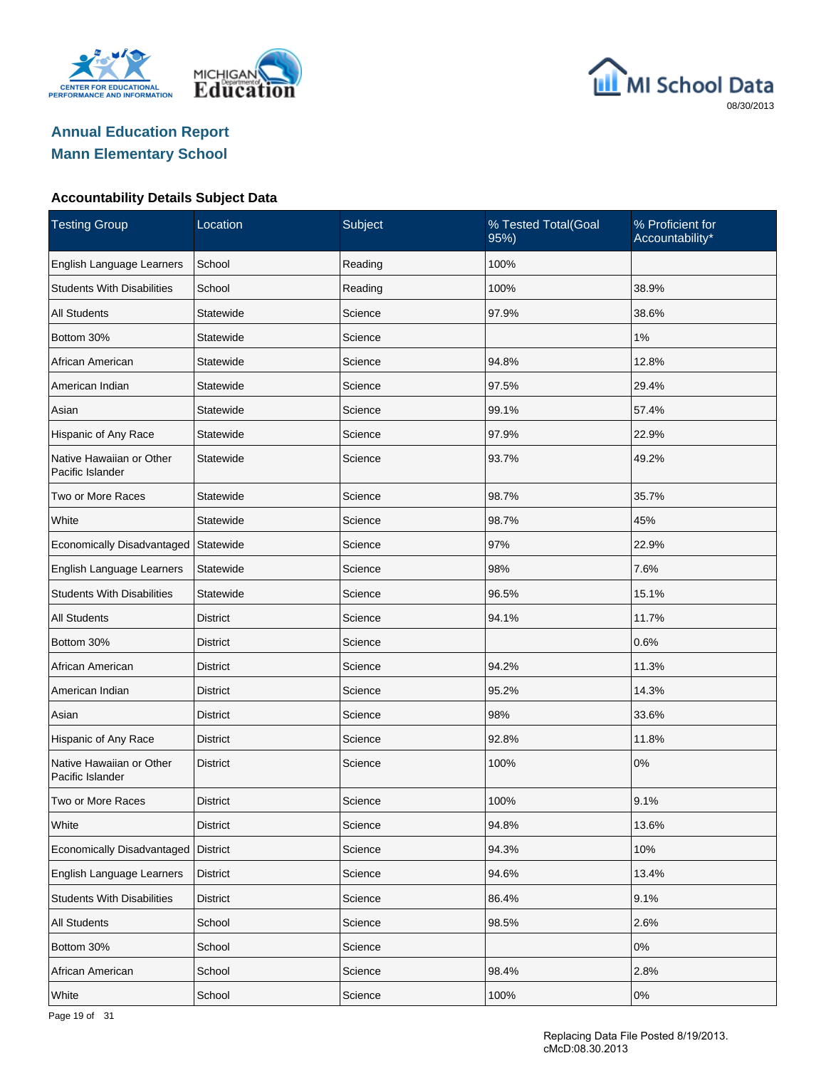MI School Data

08/30/2013

## Annual Education Report
## Mann Elementary School

### Accountability Details Subject Data

| Testing Group | Location | Subject | % Tested Total(Goal 95%) | % Proficient for Accountability* |
|---|---|---|---|---|
| English Language Learners | School | Reading | 100% | |
| Students With Disabilities | School | Reading | 100% | 38.9% |
| All Students | Statewide | Science | 97.9% | 38.6% |
| Bottom 30% | Statewide | Science | | 1% |
| African American | Statewide | Science | 94.8% | 12.8% |
| American Indian | Statewide | Science | 97.5% | 29.4% |
| Asian | Statewide | Science | 99.1% | 57.4% |
| Hispanic of Any Race | Statewide | Science | 97.9% | 22.9% |
| Native Hawaiian or Other Pacific Islander | Statewide | Science | 93.7% | 49.2% |
| Two or More Races | Statewide | Science | 98.7% | 35.7% |
| White | Statewide | Science | 98.7% | 45% |
| Economically Disadvantaged | Statewide | Science | 97% | 22.9% |
| English Language Learners | Statewide | Science | 98% | 7.6% |
| Students With Disabilities | Statewide | Science | 96.5% | 15.1% |
| All Students | District | Science | 94.1% | 11.7% |
| Bottom 30% | District | Science | | 0.6% |
| African American | District | Science | 94.2% | 11.3% |
| American Indian | District | Science | 95.2% | 14.3% |
| Asian | District | Science | 98% | 33.6% |
| Hispanic of Any Race | District | Science | 92.8% | 11.8% |
| Native Hawaiian or Other Pacific Islander | District | Science | 100% | 0% |
| Two or More Races | District | Science | 100% | 9.1% |
| White | District | Science | 94.8% | 13.6% |
| Economically Disadvantaged | District | Science | 94.3% | 10% |
| English Language Learners | District | Science | 94.6% | 13.4% |
| Students With Disabilities | District | Science | 86.4% | 9.1% |
| All Students | School | Science | 98.5% | 2.6% |
| Bottom 30% | School | Science | | 0% |
| African American | School | Science | 98.4% | 2.8% |
| White | School | Science | 100% | 0% |

Replacing Data File Posted 8/19/2013.
cMcD:08.30.2013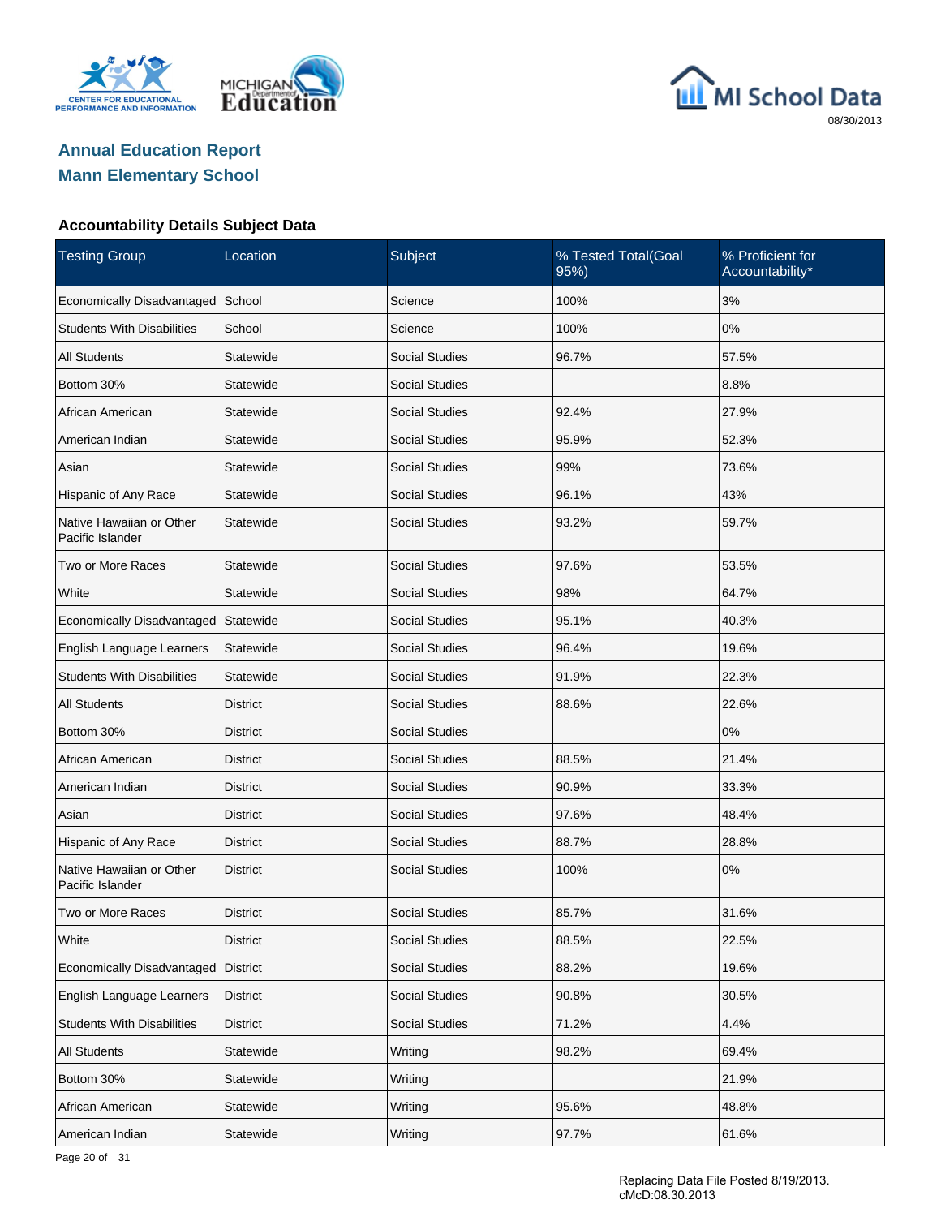## Annual Education Report
## Mann Elementary School

### Accountability Details Subject Data

| Testing Group | Location | Subject | % Tested Total(Goal 95%) | % Proficient for Accountability* |
|---|---|---|---|---|
| Economically Disadvantaged | School | Science | 100% | 3% |
| Students With Disabilities | School | Science | 100% | 0% |
| All Students | Statewide | Social Studies | 96.7% | 57.5% |
| Bottom 30% | Statewide | Social Studies | | 8.8% |
| African American | Statewide | Social Studies | 92.4% | 27.9% |
| American Indian | Statewide | Social Studies | 95.9% | 52.3% |
| Asian | Statewide | Social Studies | 99% | 73.6% |
| Hispanic of Any Race | Statewide | Social Studies | 96.1% | 43% |
| Native Hawaiian or Other Pacific Islander | Statewide | Social Studies | 93.2% | 59.7% |
| Two or More Races | Statewide | Social Studies | 97.6% | 53.5% |
| White | Statewide | Social Studies | 98% | 64.7% |
| Economically Disadvantaged | Statewide | Social Studies | 95.1% | 40.3% |
| English Language Learners | Statewide | Social Studies | 96.4% | 19.6% |
| Students With Disabilities | Statewide | Social Studies | 91.9% | 22.3% |
| All Students | District | Social Studies | 88.6% | 22.6% |
| Bottom 30% | District | Social Studies | | 0% |
| African American | District | Social Studies | 88.5% | 21.4% |
| American Indian | District | Social Studies | 90.9% | 33.3% |
| Asian | District | Social Studies | 97.6% | 48.4% |
| Hispanic of Any Race | District | Social Studies | 88.7% | 28.8% |
| Native Hawaiian or Other Pacific Islander | District | Social Studies | 100% | 0% |
| Two or More Races | District | Social Studies | 85.7% | 31.6% |
| White | District | Social Studies | 88.5% | 22.5% |
| Economically Disadvantaged | District | Social Studies | 88.2% | 19.6% |
| English Language Learners | District | Social Studies | 90.8% | 30.5% |
| Students With Disabilities | District | Social Studies | 71.2% | 4.4% |
| All Students | Statewide | Writing | 98.2% | 69.4% |
| Bottom 30% | Statewide | Writing | | 21.9% |
| African American | Statewide | Writing | 95.6% | 48.8% |
| American Indian | Statewide | Writing | 97.7% | 61.6% |

Replacing Data File Posted 8/19/2013.
cMcD:08.30.2013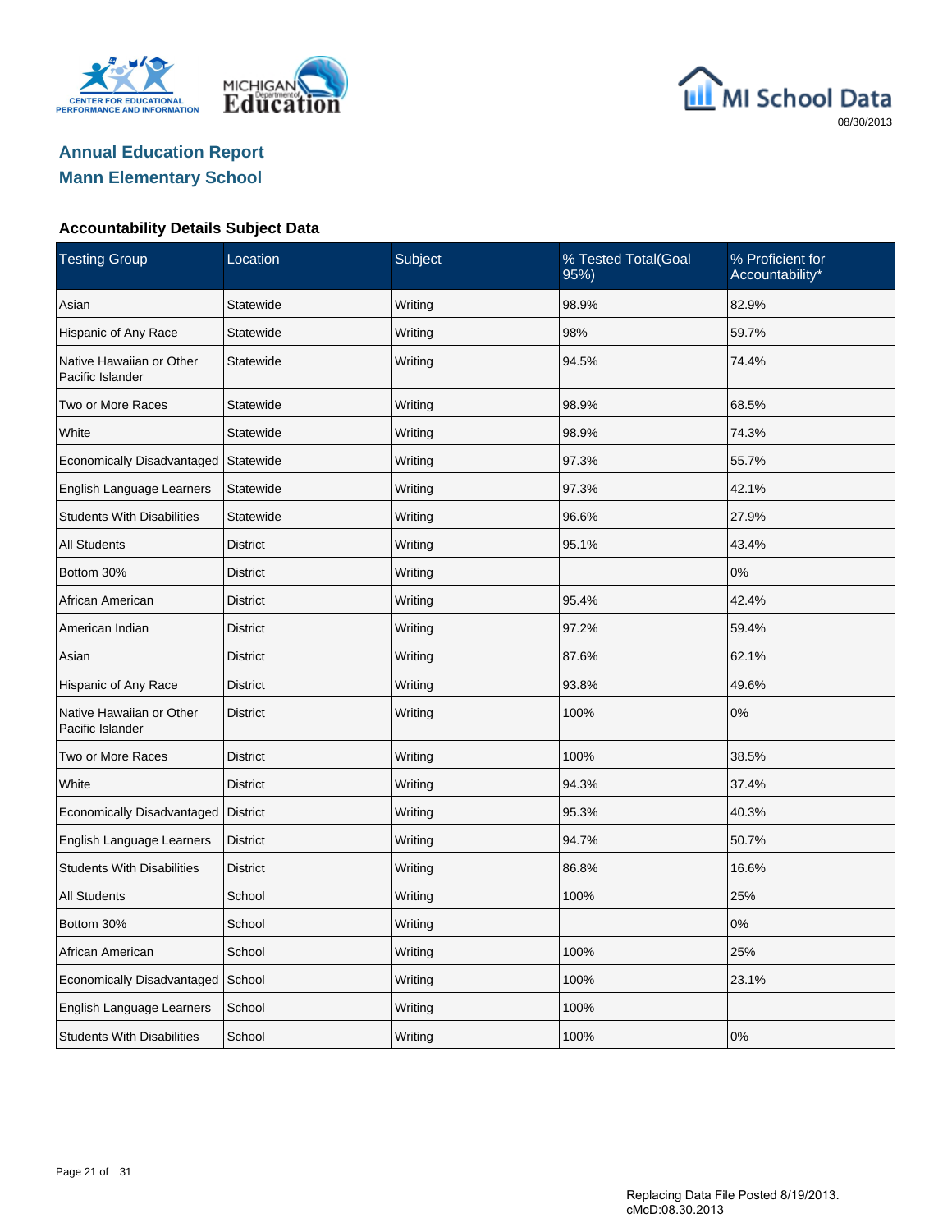# Annual Education Report
## Mann Elementary School

### Accountability Details Subject Data

| Testing Group | Location | Subject | % Tested Total(Goal 95%) | % Proficient for Accountability* |
|---|---|---|---|---|
| Asian | Statewide | Writing | 98.9% | 82.9% |
| Hispanic of Any Race | Statewide | Writing | 98% | 59.7% |
| Native Hawaiian or Other Pacific Islander | Statewide | Writing | 94.5% | 74.4% |
| Two or More Races | Statewide | Writing | 98.9% | 68.5% |
| White | Statewide | Writing | 98.9% | 74.3% |
| Economically Disadvantaged | Statewide | Writing | 97.3% | 55.7% |
| English Language Learners | Statewide | Writing | 97.3% | 42.1% |
| Students With Disabilities | Statewide | Writing | 96.6% | 27.9% |
| All Students | District | Writing | 95.1% | 43.4% |
| Bottom 30% | District | Writing | | 0% |
| African American | District | Writing | 95.4% | 42.4% |
| American Indian | District | Writing | 97.2% | 59.4% |
| Asian | District | Writing | 87.6% | 62.1% |
| Hispanic of Any Race | District | Writing | 93.8% | 49.6% |
| Native Hawaiian or Other Pacific Islander | District | Writing | 100% | 0% |
| Two or More Races | District | Writing | 100% | 38.5% |
| White | District | Writing | 94.3% | 37.4% |
| Economically Disadvantaged | District | Writing | 95.3% | 40.3% |
| English Language Learners | District | Writing | 94.7% | 50.7% |
| Students With Disabilities | District | Writing | 86.8% | 16.6% |
| All Students | School | Writing | 100% | 25% |
| Bottom 30% | School | Writing | | 0% |
| African American | School | Writing | 100% | 25% |
| Economically Disadvantaged | School | Writing | 100% | 23.1% |
| English Language Learners | School | Writing | 100% | |
| Students With Disabilities | School | Writing | 100% | 0% |

Replacing Data File Posted 8/19/2013.
cMcD:08.30.2013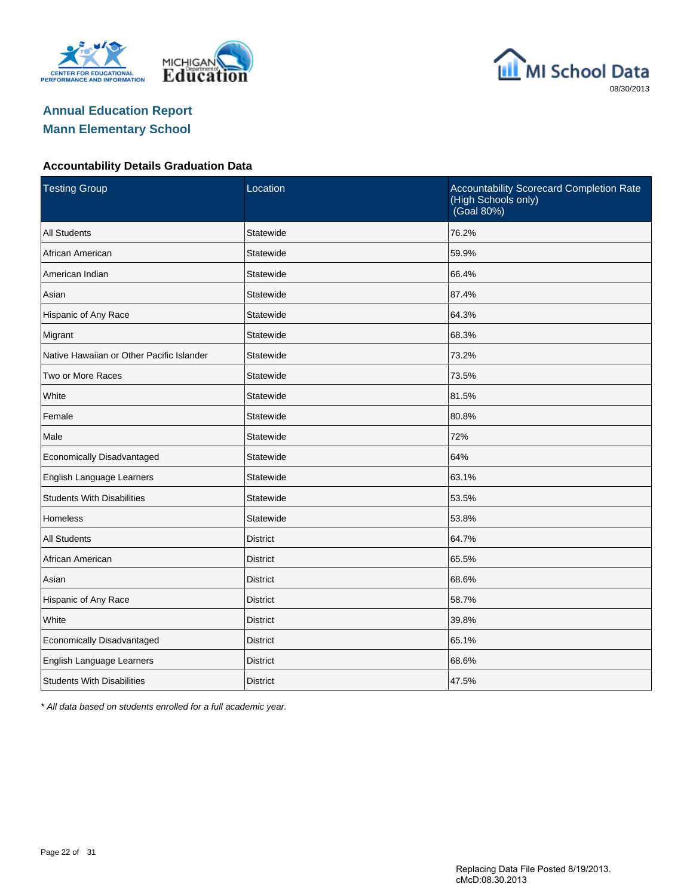# Annual Education Report
## Mann Elementary School

### Accountability Details Graduation Data

| Testing Group | Location | Accountability Scorecard Completion Rate (High Schools only) (Goal 80%) |
|---|---|---|
| All Students | Statewide | 76.2% |
| African American | Statewide | 59.9% |
| American Indian | Statewide | 66.4% |
| Asian | Statewide | 87.4% |
| Hispanic of Any Race | Statewide | 64.3% |
| Migrant | Statewide | 68.3% |
| Native Hawaiian or Other Pacific Islander | Statewide | 73.2% |
| Two or More Races | Statewide | 73.5% |
| White | Statewide | 81.5% |
| Female | Statewide | 80.8% |
| Male | Statewide | 72% |
| Economically Disadvantaged | Statewide | 64% |
| English Language Learners | Statewide | 63.1% |
| Students With Disabilities | Statewide | 53.5% |
| Homeless | Statewide | 53.8% |
| All Students | District | 64.7% |
| African American | District | 65.5% |
| Asian | District | 68.6% |
| Hispanic of Any Race | District | 58.7% |
| White | District | 39.8% |
| Economically Disadvantaged | District | 65.1% |
| English Language Learners | District | 68.6% |
| Students With Disabilities | District | 47.5% |

*\* All data based on students enrolled for a full academic year.*

Replacing Data File Posted 8/19/2013.
cMcD:08.30.2013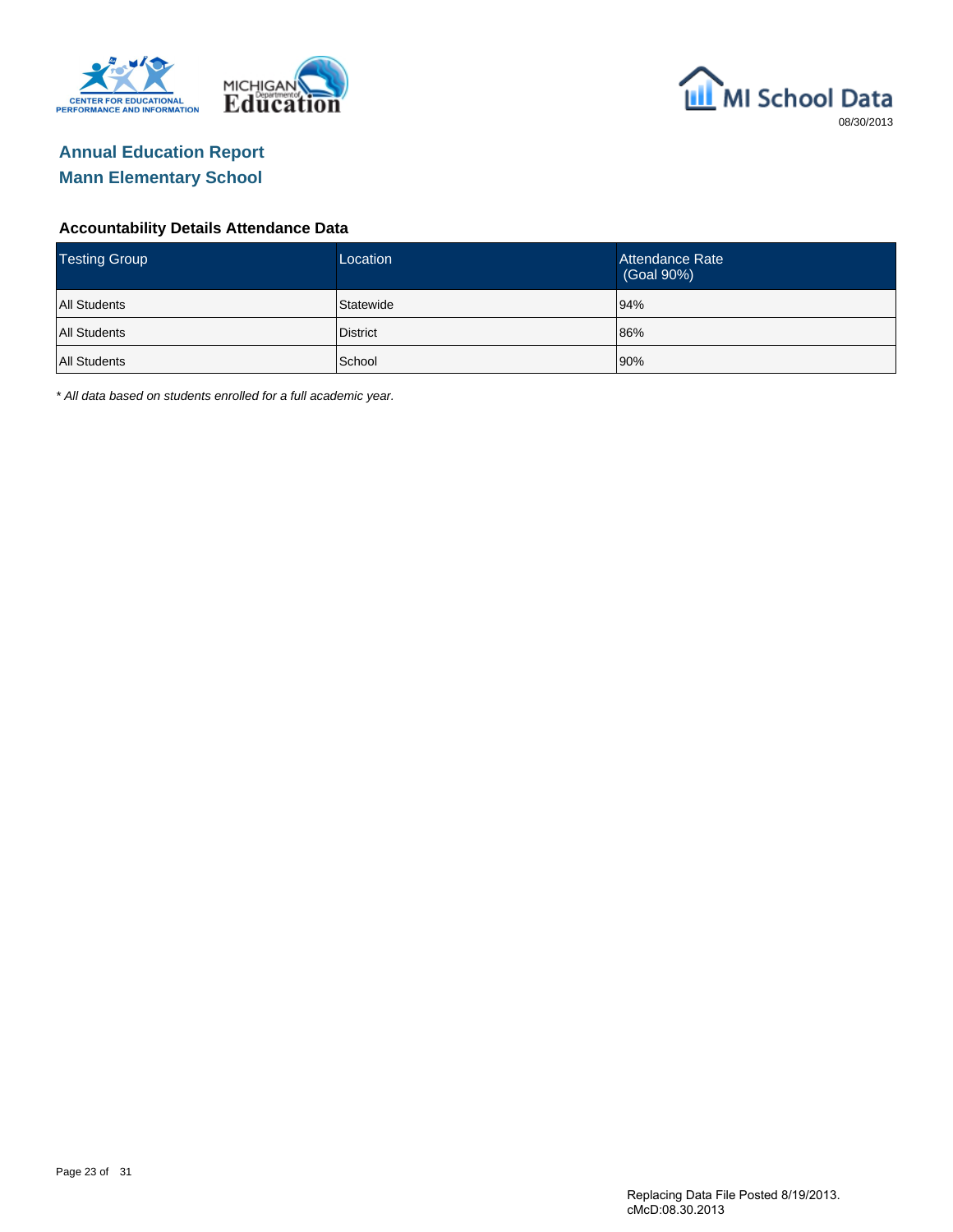# Annual Education Report
## Mann Elementary School

### Accountability Details Attendance Data

| Testing Group | Location | Attendance Rate (Goal 90%) |
|---|---|---|
| All Students | Statewide | 94% |
| All Students | District | 86% |
| All Students | School | 90% |

*\* All data based on students enrolled for a full academic year.*

Replacing Data File Posted 8/19/2013.
cMcD:08.30.2013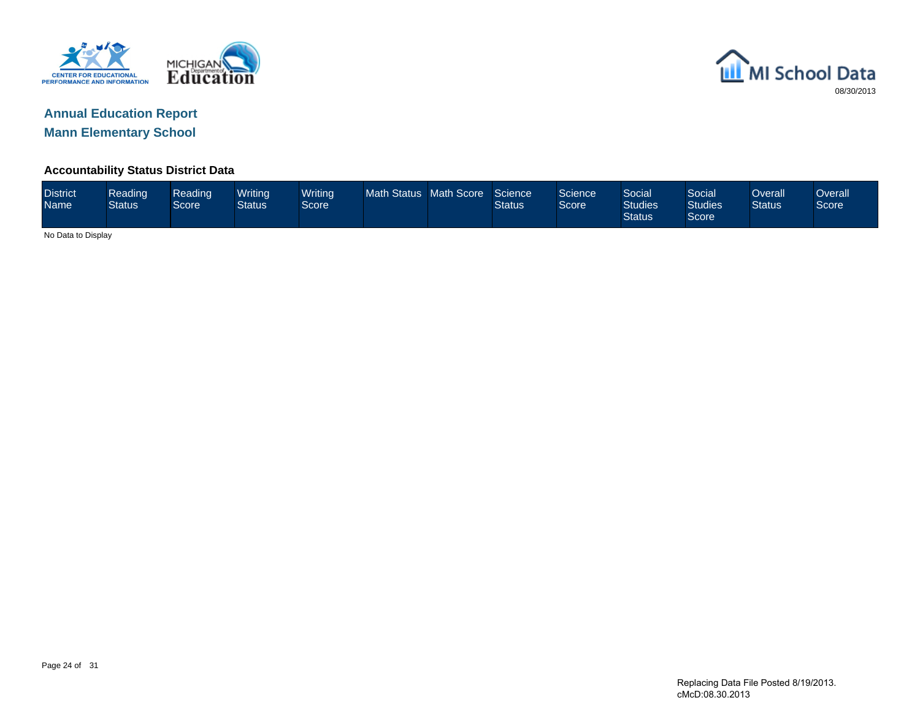# Annual Education Report

## Mann Elementary School

### Accountability Status District Data

| District Name | Reading Status | Reading Score | Writing Status | Writing Score | Math Status | Math Score | Science Status | Science Score | Social Studies Status | Social Studies Score | Overall Status | Overall Score |
|---|---|---|---|---|---|---|---|---|---|---|---|---|

No Data to Display

Replacing Data File Posted 8/19/2013.
cMcD:08.30.2013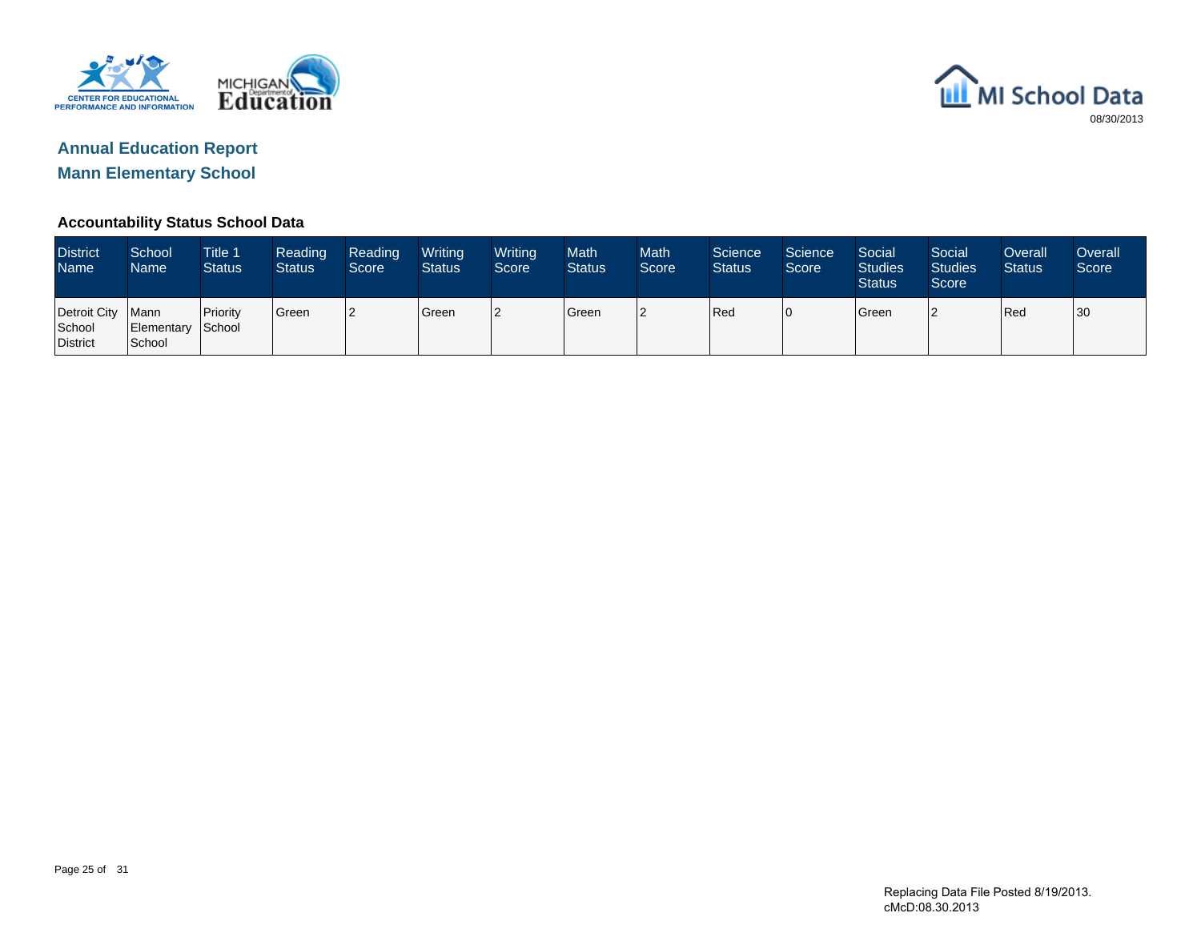# Annual Education Report

## Mann Elementary School

08/30/2013

### Accountability Status School Data

| District Name | School Name | Title 1 Status | Reading Status | Reading Score | Writing Status | Writing Score | Math Status | Math Score | Science Status | Science Score | Social Studies Status | Social Studies Score | Overall Status | Overall Score |
|---|---|---|---|---|---|---|---|---|---|---|---|---|---|---|
| Detroit City School District | Mann Elementary School | Priority School | Green | 2 | Green | 2 | Green | 2 | Red | 0 | Green | 2 | Red | 30 |

Replacing Data File Posted 8/19/2013.
cMcD:08.30.2013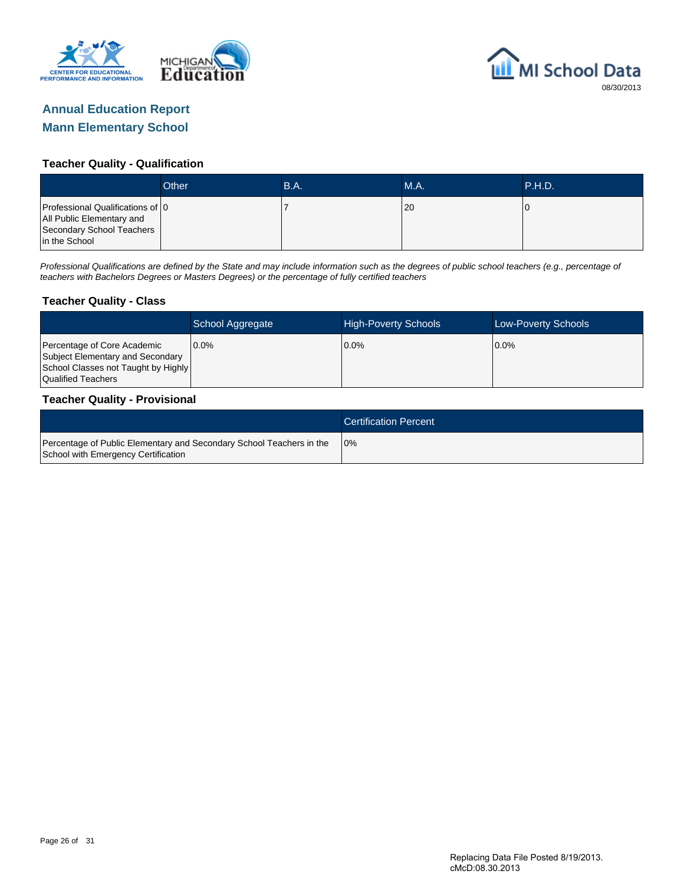## Annual Education Report

## Mann Elementary School

### Teacher Quality - Qualification

| | Other | B.A. | M.A. | P.H.D. |
|---|---|---|---|---|
| Professional Qualifications of All Public Elementary and Secondary School Teachers in the School | 0 | 7 | 20 | 0 |

*Professional Qualifications are defined by the State and may include information such as the degrees of public school teachers (e.g., percentage of teachers with Bachelors Degrees or Masters Degrees) or the percentage of fully certified teachers*

### Teacher Quality - Class

| | School Aggregate | High-Poverty Schools | Low-Poverty Schools |
|---|---|---|---|
| Percentage of Core Academic Subject Elementary and Secondary School Classes not Taught by Highly Qualified Teachers | 0.0% | 0.0% | 0.0% |

### Teacher Quality - Provisional

| | Certification Percent |
|---|---|
| Percentage of Public Elementary and Secondary School Teachers in the School with Emergency Certification | 0% |

Replacing Data File Posted 8/19/2013.
cMcD:08.30.2013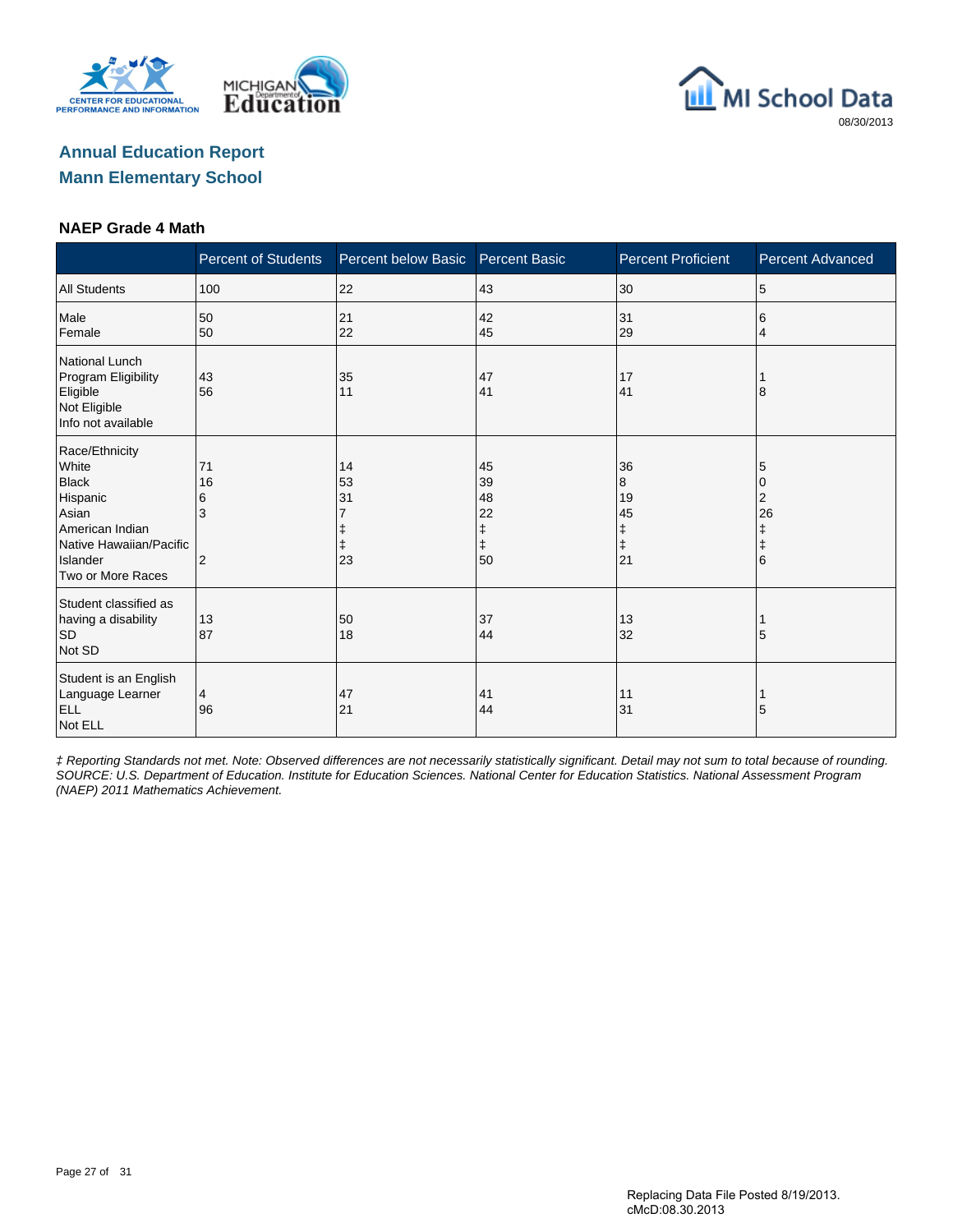# Annual Education Report

## Mann Elementary School

### NAEP Grade 4 Math

| | Percent of Students | Percent below Basic | Percent Basic | Percent Proficient | Percent Advanced |
|---|---|---|---|---|---|
| All Students | 100 | 22 | 43 | 30 | 5 |
| Male | 50 | 21 | 42 | 31 | 6 |
| Female | 50 | 22 | 45 | 29 | 4 |
| National Lunch Program Eligibility | | | | | |
| Eligible | 43 | 35 | 47 | 17 | 1 |
| Not Eligible | 56 | 11 | 41 | 41 | 8 |
| Info not available | | | | | |
| Race/Ethnicity | | | | | |
| White | 71 | 14 | 45 | 36 | 5 |
| Black | 16 | 53 | 39 | 8 | 0 |
| Hispanic | 6 | 31 | 48 | 19 | 2 |
| Asian | 3 | 7 | 22 | 45 | 26 |
| American Indian | | ‡ | ‡ | ‡ | ‡ |
| Native Hawaiian/Pacific Islander | | ‡ | ‡ | ‡ | ‡ |
| Two or More Races | 2 | 23 | 50 | 21 | 6 |
| Student classified as having a disability | | | | | |
| SD | 13 | 50 | 37 | 13 | 1 |
| Not SD | 87 | 18 | 44 | 32 | 5 |
| Student is an English Language Learner | | | | | |
| ELL | 4 | 47 | 41 | 11 | 1 |
| Not ELL | 96 | 21 | 44 | 31 | 5 |

*‡ Reporting Standards not met. Note: Observed differences are not necessarily statistically significant. Detail may not sum to total because of rounding. SOURCE: U.S. Department of Education. Institute for Education Sciences. National Center for Education Statistics. National Assessment Program (NAEP) 2011 Mathematics Achievement.*

Replacing Data File Posted 8/19/2013.
cMcD:08.30.2013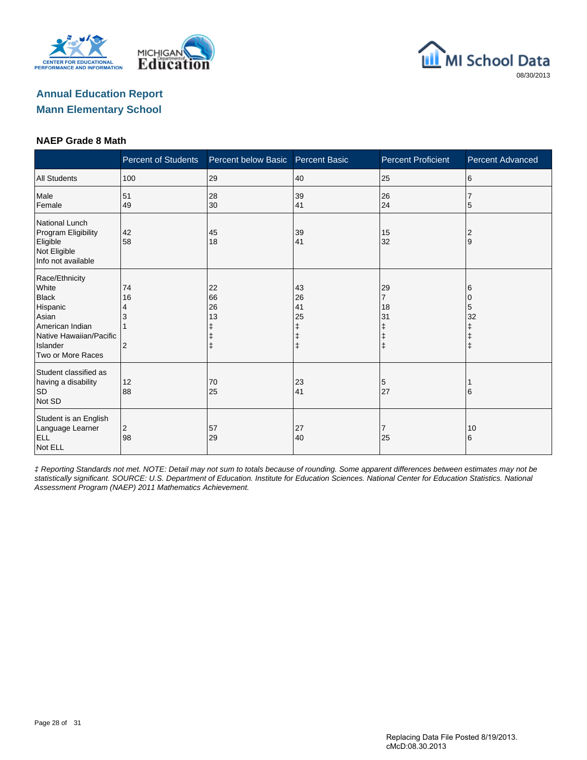## Annual Education Report
## Mann Elementary School

### NAEP Grade 8 Math

| | Percent of Students | Percent below Basic | Percent Basic | Percent Proficient | Percent Advanced |
|---|---|---|---|---|---|
| All Students | 100 | 29 | 40 | 25 | 6 |
| Male | 51 | 28 | 39 | 26 | 7 |
| Female | 49 | 30 | 41 | 24 | 5 |
| National Lunch Program Eligibility | | | | | |
| Eligible | 42 | 45 | 39 | 15 | 2 |
| Not Eligible | 58 | 18 | 41 | 32 | 9 |
| Info not available | | | | | |
| Race/Ethnicity | | | | | |
| White | 74 | 22 | 43 | 29 | 6 |
| Black | 16 | 66 | 26 | 7 | 0 |
| Hispanic | 4 | 26 | 41 | 18 | 5 |
| Asian | 3 | 13 | 25 | 31 | 32 |
| American Indian | 1 | ‡ | ‡ | ‡ | ‡ |
| Native Hawaiian/Pacific Islander | | ‡ | ‡ | ‡ | ‡ |
| Two or More Races | 2 | ‡ | ‡ | ‡ | ‡ |
| Student classified as having a disability | | | | | |
| SD | 12 | 70 | 23 | 5 | 1 |
| Not SD | 88 | 25 | 41 | 27 | 6 |
| Student is an English Language Learner | | | | | |
| ELL | 2 | 57 | 27 | 7 | 10 |
| Not ELL | 98 | 29 | 40 | 25 | 6 |

*‡ Reporting Standards not met. NOTE: Detail may not sum to totals because of rounding. Some apparent differences between estimates may not be statistically significant. SOURCE: U.S. Department of Education. Institute for Education Sciences. National Center for Education Statistics. National Assessment Program (NAEP) 2011 Mathematics Achievement.*

Replacing Data File Posted 8/19/2013.
cMcD:08.30.2013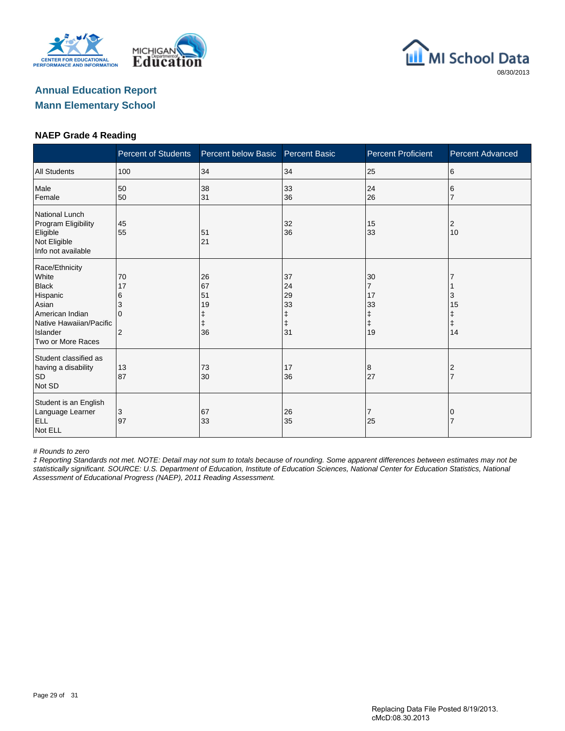## Annual Education Report
## Mann Elementary School

### NAEP Grade 4 Reading

| | Percent of Students | Percent below Basic | Percent Basic | Percent Proficient | Percent Advanced |
|---|---|---|---|---|---|
| All Students | 100 | 34 | 34 | 25 | 6 |
| Male | 50 | 38 | 33 | 24 | 6 |
| Female | 50 | 31 | 36 | 26 | 7 |
| National Lunch Program Eligibility | | | | | |
| Eligible | 45 | 51 | 32 | 15 | 2 |
| Not Eligible | 55 | 21 | 36 | 33 | 10 |
| Info not available | | | | | |
| Race/Ethnicity | | | | | |
| White | 70 | 26 | 37 | 30 | 7 |
| Black | 17 | 67 | 24 | 7 | 1 |
| Hispanic | 6 | 51 | 29 | 17 | 3 |
| Asian | 3 | 19 | 33 | 33 | 15 |
| American Indian | 0 | ‡ | ‡ | ‡ | ‡ |
| Native Hawaiian/Pacific Islander | | ‡ | ‡ | ‡ | ‡ |
| Two or More Races | 2 | 36 | 31 | 19 | 14 |
| Student classified as having a disability | | | | | |
| SD | 13 | 73 | 17 | 8 | 2 |
| Not SD | 87 | 30 | 36 | 27 | 7 |
| Student is an English Language Learner | | | | | |
| ELL | 3 | 67 | 26 | 7 | 0 |
| Not ELL | 97 | 33 | 35 | 25 | 7 |

*# Rounds to zero*

*‡ Reporting Standards not met. NOTE: Detail may not sum to totals because of rounding. Some apparent differences between estimates may not be statistically significant. SOURCE: U.S. Department of Education, Institute of Education Sciences, National Center for Education Statistics, National Assessment of Educational Progress (NAEP), 2011 Reading Assessment.*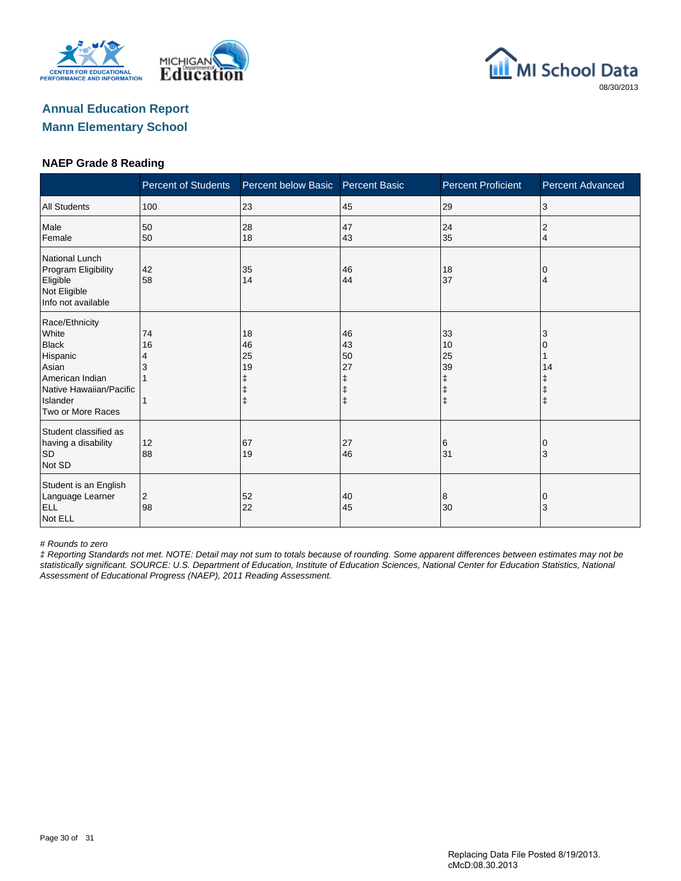## Annual Education Report
## Mann Elementary School

08/30/2013

### NAEP Grade 8 Reading

| | Percent of Students | Percent below Basic | Percent Basic | Percent Proficient | Percent Advanced |
|---|---|---|---|---|---|
| All Students | 100 | 23 | 45 | 29 | 3 |
| Male | 50 | 28 | 47 | 24 | 2 |
| Female | 50 | 18 | 43 | 35 | 4 |
| National Lunch Program Eligibility | | | | | |
| Eligible | 42 | 35 | 46 | 18 | 0 |
| Not Eligible | 58 | 14 | 44 | 37 | 4 |
| Info not available | | | | | |
| Race/Ethnicity | | | | | |
| White | 74 | 18 | 46 | 33 | 3 |
| Black | 16 | 46 | 43 | 10 | 0 |
| Hispanic | 4 | 25 | 50 | 25 | 1 |
| Asian | 3 | 19 | 27 | 39 | 14 |
| American Indian | 1 | ‡ | ‡ | ‡ | ‡ |
| Native Hawaiian/Pacific Islander | | ‡ | ‡ | ‡ | ‡ |
| Two or More Races | 1 | ‡ | ‡ | ‡ | ‡ |
| Student classified as having a disability | | | | | |
| SD | 12 | 67 | 27 | 6 | 0 |
| Not SD | 88 | 19 | 46 | 31 | 3 |
| Student is an English Language Learner | | | | | |
| ELL | 2 | 52 | 40 | 8 | 0 |
| Not ELL | 98 | 22 | 45 | 30 | 3 |

*# Rounds to zero*

*‡ Reporting Standards not met. NOTE: Detail may not sum to totals because of rounding. Some apparent differences between estimates may not be statistically significant. SOURCE: U.S. Department of Education, Institute of Education Sciences, National Center for Education Statistics, National Assessment of Educational Progress (NAEP), 2011 Reading Assessment.*

Replacing Data File Posted 8/19/2013.
cMcD:08.30.2013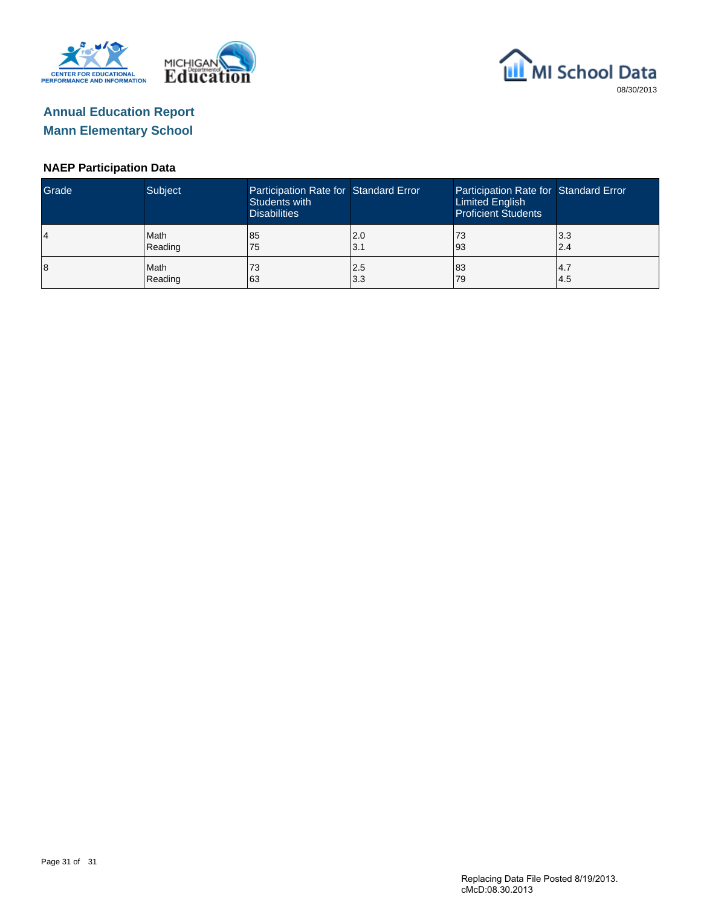# Annual Education Report

## Mann Elementary School

### NAEP Participation Data

| Grade | Subject | Participation Rate for Students with Disabilities | Standard Error | Participation Rate for Limited English Proficient Students | Standard Error |
|---|---|---|---|---|---|
| 4 | Math<br>Reading | 85<br>75 | 2.0<br>3.1 | 73<br>93 | 3.3<br>2.4 |
| 8 | Math<br>Reading | 73<br>63 | 2.5<br>3.3 | 83<br>79 | 4.7<br>4.5 |

Replacing Data File Posted 8/19/2013.
cMcD:08.30.2013